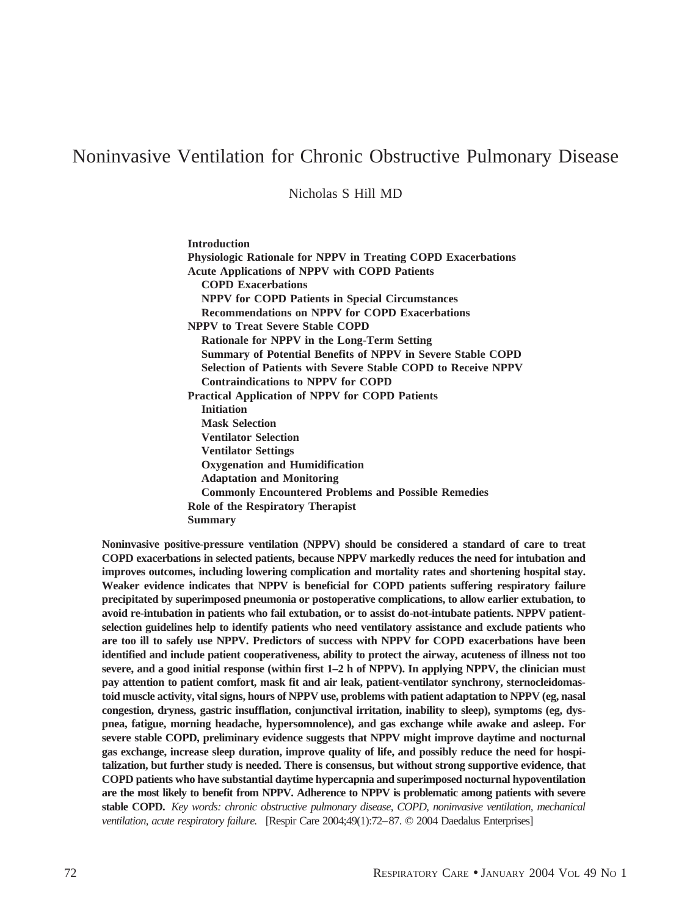# Noninvasive Ventilation for Chronic Obstructive Pulmonary Disease

Nicholas S Hill MD

**Introduction**
**Physiologic Rationale for NPPV in Treating COPD Exacerbations**
**Acute Applications of NPPV with COPD Patients**
- **COPD Exacerbations**
- **NPPV for COPD Patients in Special Circumstances**
- **Recommendations on NPPV for COPD Exacerbations**

**NPPV to Treat Severe Stable COPD**
- **Rationale for NPPV in the Long-Term Setting**
- **Summary of Potential Benefits of NPPV in Severe Stable COPD**
- **Selection of Patients with Severe Stable COPD to Receive NPPV**
- **Contraindications to NPPV for COPD**

**Practical Application of NPPV for COPD Patients**
- **Initiation**
- **Mask Selection**
- **Ventilator Selection**
- **Ventilator Settings**
- **Oxygenation and Humidification**
- **Adaptation and Monitoring**
- **Commonly Encountered Problems and Possible Remedies**

**Role of the Respiratory Therapist**
**Summary**

**Noninvasive positive-pressure ventilation (NPPV) should be considered a standard of care to treat COPD exacerbations in selected patients, because NPPV markedly reduces the need for intubation and improves outcomes, including lowering complication and mortality rates and shortening hospital stay. Weaker evidence indicates that NPPV is beneficial for COPD patients suffering respiratory failure precipitated by superimposed pneumonia or postoperative complications, to allow earlier extubation, to avoid re-intubation in patients who fail extubation, or to assist do-not-intubate patients. NPPV patient-selection guidelines help to identify patients who need ventilatory assistance and exclude patients who are too ill to safely use NPPV. Predictors of success with NPPV for COPD exacerbations have been identified and include patient cooperativeness, ability to protect the airway, acuteness of illness not too severe, and a good initial response (within first 1–2 h of NPPV). In applying NPPV, the clinician must pay attention to patient comfort, mask fit and air leak, patient-ventilator synchrony, sternocleidomastoid muscle activity, vital signs, hours of NPPV use, problems with patient adaptation to NPPV (eg, nasal congestion, dryness, gastric insufflation, conjunctival irritation, inability to sleep), symptoms (eg, dyspnea, fatigue, morning headache, hypersomnolence), and gas exchange while awake and asleep. For severe stable COPD, preliminary evidence suggests that NPPV might improve daytime and nocturnal gas exchange, increase sleep duration, improve quality of life, and possibly reduce the need for hospitalization, but further study is needed. There is consensus, but without strong supportive evidence, that COPD patients who have substantial daytime hypercapnia and superimposed nocturnal hypoventilation are the most likely to benefit from NPPV. Adherence to NPPV is problematic among patients with severe stable COPD.** *Key words: chronic obstructive pulmonary disease, COPD, noninvasive ventilation, mechanical ventilation, acute respiratory failure.* [Respir Care 2004;49(1):72–87. © 2004 Daedalus Enterprises]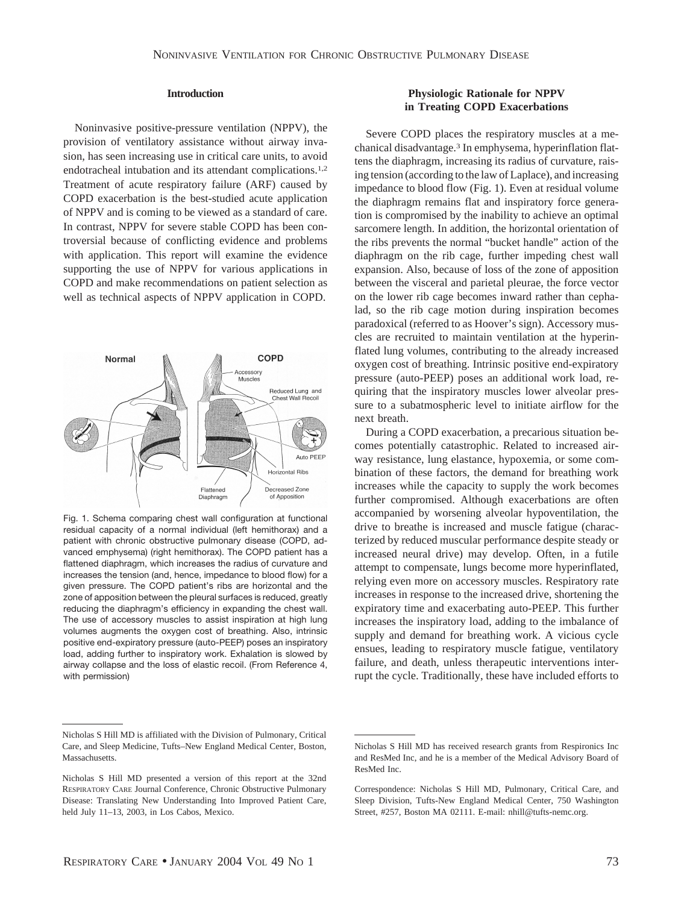## Introduction

Noninvasive positive-pressure ventilation (NPPV), the provision of ventilatory assistance without airway invasion, has seen increasing use in critical care units, to avoid endotracheal intubation and its attendant complications.[1,2] Treatment of acute respiratory failure (ARF) caused by COPD exacerbation is the best-studied acute application of NPPV and is coming to be viewed as a standard of care. In contrast, NPPV for severe stable COPD has been controversial because of conflicting evidence and problems with application. This report will examine the evidence supporting the use of NPPV for various applications in COPD and make recommendations on patient selection as well as technical aspects of NPPV application in COPD.

Fig. 1. Schema comparing chest wall configuration at functional residual capacity of a normal individual (left hemithorax) and a patient with chronic obstructive pulmonary disease (COPD, advanced emphysema) (right hemithorax). The COPD patient has a flattened diaphragm, which increases the radius of curvature and increases the tension (and, hence, impedance to blood flow) for a given pressure. The COPD patient's ribs are horizontal and the zone of apposition between the pleural surfaces is reduced, greatly reducing the diaphragm's efficiency in expanding the chest wall. The use of accessory muscles to assist inspiration at high lung volumes augments the oxygen cost of breathing. Also, intrinsic positive end-expiratory pressure (auto-PEEP) poses an inspiratory load, adding further to inspiratory work. Exhalation is slowed by airway collapse and the loss of elastic recoil. (From Reference 4, with permission)

## Physiologic Rationale for NPPV in Treating COPD Exacerbations

Severe COPD places the respiratory muscles at a mechanical disadvantage.[3] In emphysema, hyperinflation flattens the diaphragm, increasing its radius of curvature, raising tension (according to the law of Laplace), and increasing impedance to blood flow (Fig. 1). Even at residual volume the diaphragm remains flat and inspiratory force generation is compromised by the inability to achieve an optimal sarcomere length. In addition, the horizontal orientation of the ribs prevents the normal "bucket handle" action of the diaphragm on the rib cage, further impeding chest wall expansion. Also, because of loss of the zone of apposition between the visceral and parietal pleurae, the force vector on the lower rib cage becomes inward rather than cephalad, so the rib cage motion during inspiration becomes paradoxical (referred to as Hoover's sign). Accessory muscles are recruited to maintain ventilation at the hyperinflated lung volumes, contributing to the already increased oxygen cost of breathing. Intrinsic positive end-expiratory pressure (auto-PEEP) poses an additional work load, requiring that the inspiratory muscles lower alveolar pressure to a subatmospheric level to initiate airflow for the next breath.

During a COPD exacerbation, a precarious situation becomes potentially catastrophic. Related to increased airway resistance, lung elastance, hypoxemia, or some combination of these factors, the demand for breathing work increases while the capacity to supply the work becomes further compromised. Although exacerbations are often accompanied by worsening alveolar hypoventilation, the drive to breathe is increased and muscle fatigue (characterized by reduced muscular performance despite steady or increased neural drive) may develop. Often, in a futile attempt to compensate, lungs become more hyperinflated, relying even more on accessory muscles. Respiratory rate increases in response to the increased drive, shortening the expiratory time and exacerbating auto-PEEP. This further increases the inspiratory load, adding to the imbalance of supply and demand for breathing work. A vicious cycle ensues, leading to respiratory muscle fatigue, ventilatory failure, and death, unless therapeutic interventions interrupt the cycle. Traditionally, these have included efforts to

---

Nicholas S Hill MD is affiliated with the Division of Pulmonary, Critical Care, and Sleep Medicine, Tufts–New England Medical Center, Boston, Massachusetts.

Nicholas S Hill MD presented a version of this report at the 32nd RESPIRATORY CARE Journal Conference, Chronic Obstructive Pulmonary Disease: Translating New Understanding Into Improved Patient Care, held July 11–13, 2003, in Los Cabos, Mexico.

Nicholas S Hill MD has received research grants from Respironics Inc and ResMed Inc, and he is a member of the Medical Advisory Board of ResMed Inc.

Correspondence: Nicholas S Hill MD, Pulmonary, Critical Care, and Sleep Division, Tufts-New England Medical Center, 750 Washington Street, #257, Boston MA 02111. E-mail: nhill@tufts-nemc.org.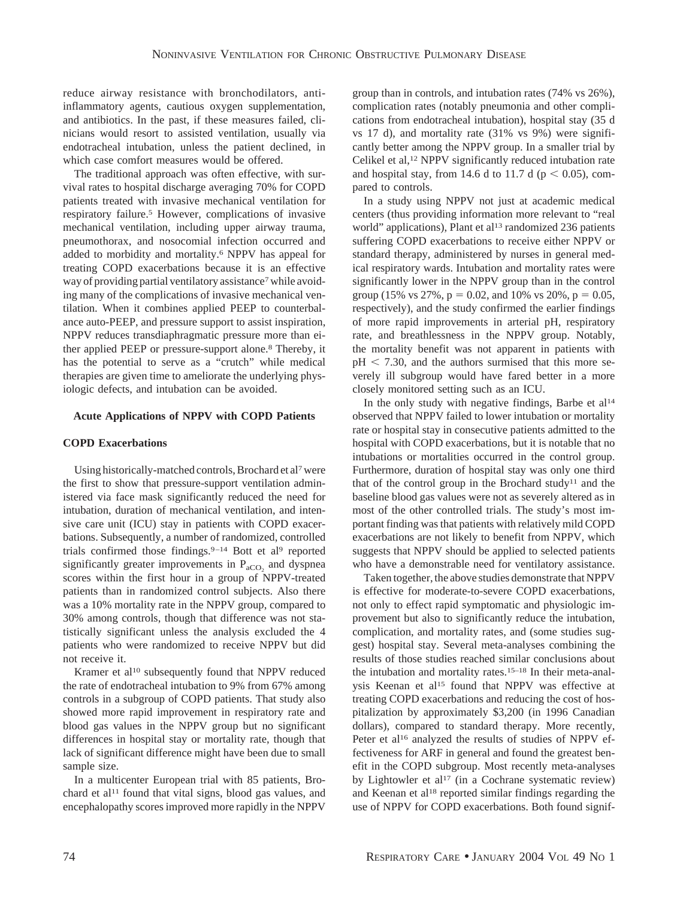reduce airway resistance with bronchodilators, anti-inflammatory agents, cautious oxygen supplementation, and antibiotics. In the past, if these measures failed, clinicians would resort to assisted ventilation, usually via endotracheal intubation, unless the patient declined, in which case comfort measures would be offered.

The traditional approach was often effective, with survival rates to hospital discharge averaging 70% for COPD patients treated with invasive mechanical ventilation for respiratory failure.[5] However, complications of invasive mechanical ventilation, including upper airway trauma, pneumothorax, and nosocomial infection occurred and added to morbidity and mortality.[6] NPPV has appeal for treating COPD exacerbations because it is an effective way of providing partial ventilatory assistance[7] while avoiding many of the complications of invasive mechanical ventilation. When it combines applied PEEP to counterbalance auto-PEEP, and pressure support to assist inspiration, NPPV reduces transdiaphragmatic pressure more than either applied PEEP or pressure-support alone.[8] Thereby, it has the potential to serve as a "crutch" while medical therapies are given time to ameliorate the underlying physiologic defects, and intubation can be avoided.

## Acute Applications of NPPV with COPD Patients

### COPD Exacerbations

Using historically-matched controls, Brochard et al[7] were the first to show that pressure-support ventilation administered via face mask significantly reduced the need for intubation, duration of mechanical ventilation, and intensive care unit (ICU) stay in patients with COPD exacerbations. Subsequently, a number of randomized, controlled trials confirmed those findings.[9–14] Bott et al[9] reported significantly greater improvements in $P_{aCO_2}$ and dyspnea scores within the first hour in a group of NPPV-treated patients than in randomized control subjects. Also there was a 10% mortality rate in the NPPV group, compared to 30% among controls, though that difference was not statistically significant unless the analysis excluded the 4 patients who were randomized to receive NPPV but did not receive it.

Kramer et al[10] subsequently found that NPPV reduced the rate of endotracheal intubation to 9% from 67% among controls in a subgroup of COPD patients. That study also showed more rapid improvement in respiratory rate and blood gas values in the NPPV group but no significant differences in hospital stay or mortality rate, though that lack of significant difference might have been due to small sample size.

In a multicenter European trial with 85 patients, Brochard et al[11] found that vital signs, blood gas values, and encephalopathy scores improved more rapidly in the NPPV group than in controls, and intubation rates (74% vs 26%), complication rates (notably pneumonia and other complications from endotracheal intubation), hospital stay (35 d vs 17 d), and mortality rate (31% vs 9%) were significantly better among the NPPV group. In a smaller trial by Celikel et al,[12] NPPV significantly reduced intubation rate and hospital stay, from 14.6 d to 11.7 d ($p < 0.05$), compared to controls.

In a study using NPPV not just at academic medical centers (thus providing information more relevant to "real world" applications), Plant et al[13] randomized 236 patients suffering COPD exacerbations to receive either NPPV or standard therapy, administered by nurses in general medical respiratory wards. Intubation and mortality rates were significantly lower in the NPPV group than in the control group (15% vs 27%, $p = 0.02$, and 10% vs 20%, $p = 0.05$, respectively), and the study confirmed the earlier findings of more rapid improvements in arterial pH, respiratory rate, and breathlessness in the NPPV group. Notably, the mortality benefit was not apparent in patients with $pH < 7.30$, and the authors surmised that this more severely ill subgroup would have fared better in a more closely monitored setting such as an ICU.

In the only study with negative findings, Barbe et al[14] observed that NPPV failed to lower intubation or mortality rate or hospital stay in consecutive patients admitted to the hospital with COPD exacerbations, but it is notable that no intubations or mortalities occurred in the control group. Furthermore, duration of hospital stay was only one third that of the control group in the Brochard study[11] and the baseline blood gas values were not as severely altered as in most of the other controlled trials. The study's most important finding was that patients with relatively mild COPD exacerbations are not likely to benefit from NPPV, which suggests that NPPV should be applied to selected patients who have a demonstrable need for ventilatory assistance.

Taken together, the above studies demonstrate that NPPV is effective for moderate-to-severe COPD exacerbations, not only to effect rapid symptomatic and physiologic improvement but also to significantly reduce the intubation, complication, and mortality rates, and (some studies suggest) hospital stay. Several meta-analyses combining the results of those studies reached similar conclusions about the intubation and mortality rates.[15–18] In their meta-analysis Keenan et al[15] found that NPPV was effective at treating COPD exacerbations and reducing the cost of hospitalization by approximately $3,200 (in 1996 Canadian dollars), compared to standard therapy. More recently, Peter et al[16] analyzed the results of studies of NPPV effectiveness for ARF in general and found the greatest benefit in the COPD subgroup. Most recently meta-analyses by Lightowler et al[17] (in a Cochrane systematic review) and Keenan et al[18] reported similar findings regarding the use of NPPV for COPD exacerbations. Both found signif-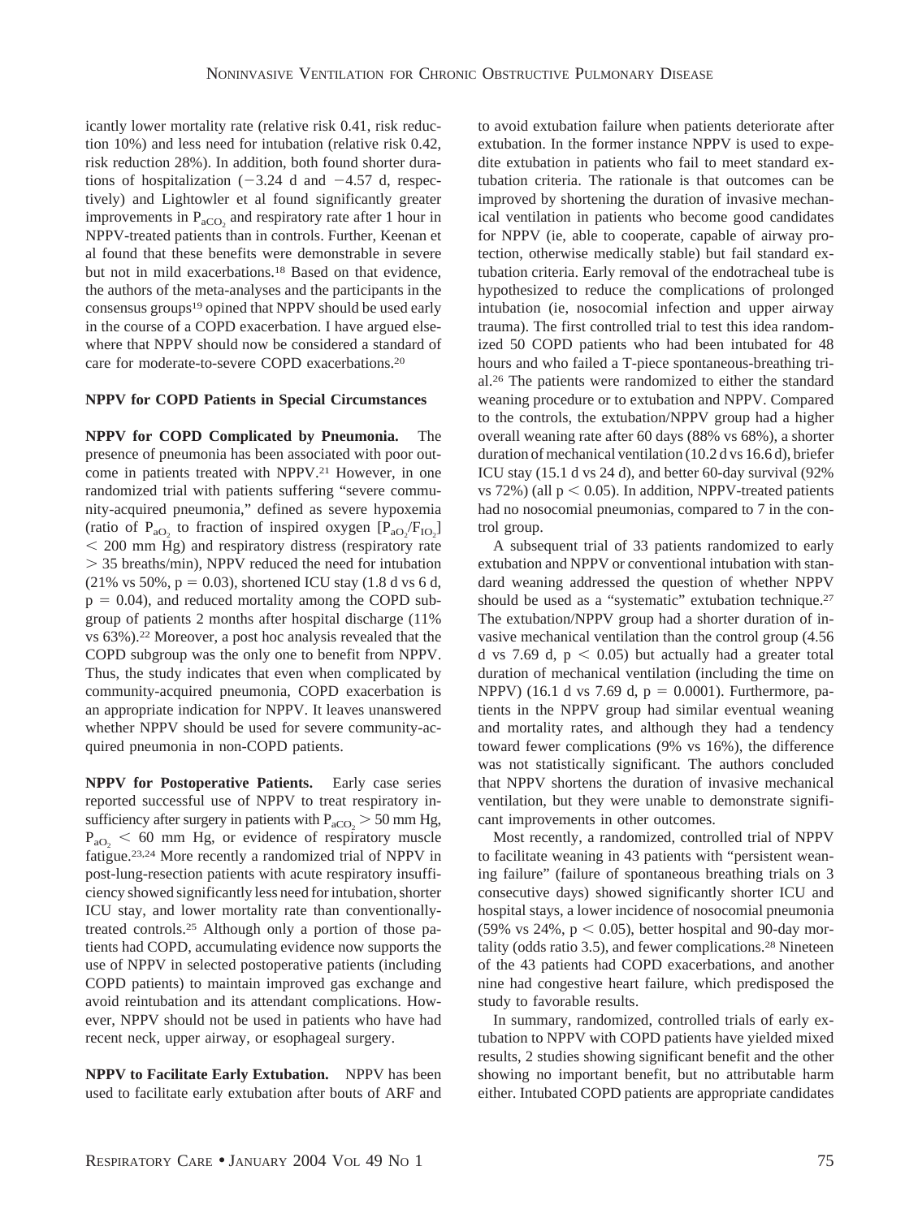icantly lower mortality rate (relative risk 0.41, risk reduction 10%) and less need for intubation (relative risk 0.42, risk reduction 28%). In addition, both found shorter durations of hospitalization (−3.24 d and −4.57 d, respectively) and Lightowler et al found significantly greater improvements in $P_{aCO_2}$ and respiratory rate after 1 hour in NPPV-treated patients than in controls. Further, Keenan et al found that these benefits were demonstrable in severe but not in mild exacerbations.[18] Based on that evidence, the authors of the meta-analyses and the participants in the consensus groups[19] opined that NPPV should be used early in the course of a COPD exacerbation. I have argued elsewhere that NPPV should now be considered a standard of care for moderate-to-severe COPD exacerbations.[20]

### NPPV for COPD Patients in Special Circumstances

**NPPV for COPD Complicated by Pneumonia.** The presence of pneumonia has been associated with poor outcome in patients treated with NPPV.[21] However, in one randomized trial with patients suffering "severe community-acquired pneumonia," defined as severe hypoxemia (ratio of $P_{aO_2}$ to fraction of inspired oxygen [$P_{aO_2}/F_{IO_2}$] < 200 mm Hg) and respiratory distress (respiratory rate > 35 breaths/min), NPPV reduced the need for intubation (21% vs 50%, $p = 0.03$), shortened ICU stay (1.8 d vs 6 d, $p = 0.04$), and reduced mortality among the COPD subgroup of patients 2 months after hospital discharge (11% vs 63%).[22] Moreover, a post hoc analysis revealed that the COPD subgroup was the only one to benefit from NPPV. Thus, the study indicates that even when complicated by community-acquired pneumonia, COPD exacerbation is an appropriate indication for NPPV. It leaves unanswered whether NPPV should be used for severe community-acquired pneumonia in non-COPD patients.

**NPPV for Postoperative Patients.** Early case series reported successful use of NPPV to treat respiratory insufficiency after surgery in patients with $P_{aCO_2} > 50$ mm Hg, $P_{aO_2} < 60$ mm Hg, or evidence of respiratory muscle fatigue.[23,24] More recently a randomized trial of NPPV in post-lung-resection patients with acute respiratory insufficiency showed significantly less need for intubation, shorter ICU stay, and lower mortality rate than conventionally-treated controls.[25] Although only a portion of those patients had COPD, accumulating evidence now supports the use of NPPV in selected postoperative patients (including COPD patients) to maintain improved gas exchange and avoid reintubation and its attendant complications. However, NPPV should not be used in patients who have had recent neck, upper airway, or esophageal surgery.

**NPPV to Facilitate Early Extubation.** NPPV has been used to facilitate early extubation after bouts of ARF and to avoid extubation failure when patients deteriorate after extubation. In the former instance NPPV is used to expedite extubation in patients who fail to meet standard extubation criteria. The rationale is that outcomes can be improved by shortening the duration of invasive mechanical ventilation in patients who become good candidates for NPPV (ie, able to cooperate, capable of airway protection, otherwise medically stable) but fail standard extubation criteria. Early removal of the endotracheal tube is hypothesized to reduce the complications of prolonged intubation (ie, nosocomial infection and upper airway trauma). The first controlled trial to test this idea randomized 50 COPD patients who had been intubated for 48 hours and who failed a T-piece spontaneous-breathing trial.[26] The patients were randomized to either the standard weaning procedure or to extubation and NPPV. Compared to the controls, the extubation/NPPV group had a higher overall weaning rate after 60 days (88% vs 68%), a shorter duration of mechanical ventilation (10.2 d vs 16.6 d), briefer ICU stay (15.1 d vs 24 d), and better 60-day survival (92% vs 72%) (all $p < 0.05$). In addition, NPPV-treated patients had no nosocomial pneumonias, compared to 7 in the control group.

A subsequent trial of 33 patients randomized to early extubation and NPPV or conventional intubation with standard weaning addressed the question of whether NPPV should be used as a "systematic" extubation technique.[27] The extubation/NPPV group had a shorter duration of invasive mechanical ventilation than the control group (4.56 d vs 7.69 d, $p < 0.05$) but actually had a greater total duration of mechanical ventilation (including the time on NPPV) (16.1 d vs 7.69 d, $p = 0.0001$). Furthermore, patients in the NPPV group had similar eventual weaning and mortality rates, and although they had a tendency toward fewer complications (9% vs 16%), the difference was not statistically significant. The authors concluded that NPPV shortens the duration of invasive mechanical ventilation, but they were unable to demonstrate significant improvements in other outcomes.

Most recently, a randomized, controlled trial of NPPV to facilitate weaning in 43 patients with "persistent weaning failure" (failure of spontaneous breathing trials on 3 consecutive days) showed significantly shorter ICU and hospital stays, a lower incidence of nosocomial pneumonia (59% vs 24%, $p < 0.05$), better hospital and 90-day mortality (odds ratio 3.5), and fewer complications.[28] Nineteen of the 43 patients had COPD exacerbations, and another nine had congestive heart failure, which predisposed the study to favorable results.

In summary, randomized, controlled trials of early extubation to NPPV with COPD patients have yielded mixed results, 2 studies showing significant benefit and the other showing no important benefit, but no attributable harm either. Intubated COPD patients are appropriate candidates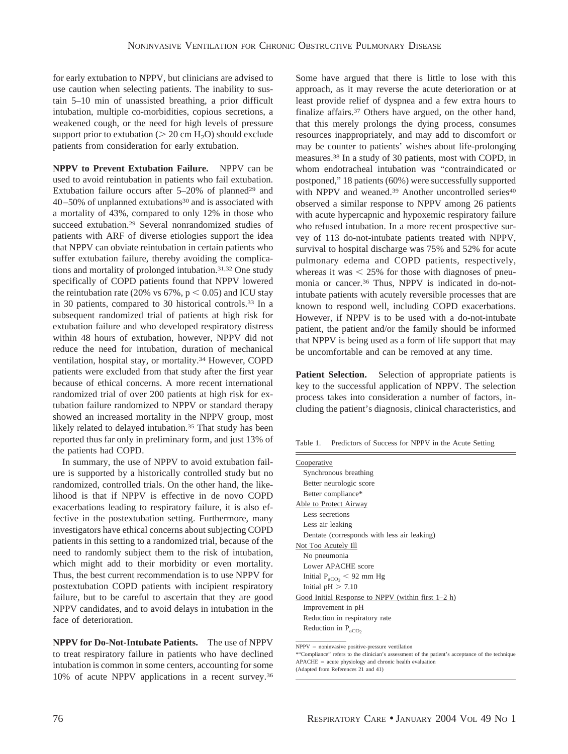for early extubation to NPPV, but clinicians are advised to use caution when selecting patients. The inability to sustain 5–10 min of unassisted breathing, a prior difficult intubation, multiple co-morbidities, copious secretions, a weakened cough, or the need for high levels of pressure support prior to extubation (> 20 cm $H_2O$) should exclude patients from consideration for early extubation.

**NPPV to Prevent Extubation Failure.** NPPV can be used to avoid reintubation in patients who fail extubation. Extubation failure occurs after 5–20% of planned[29] and 40–50% of unplanned extubations[30] and is associated with a mortality of 43%, compared to only 12% in those who succeed extubation.[29] Several nonrandomized studies of patients with ARF of diverse etiologies support the idea that NPPV can obviate reintubation in certain patients who suffer extubation failure, thereby avoiding the complications and mortality of prolonged intubation.[31,32] One study specifically of COPD patients found that NPPV lowered the reintubation rate (20% vs 67%, $p < 0.05$) and ICU stay in 30 patients, compared to 30 historical controls.[33] In a subsequent randomized trial of patients at high risk for extubation failure and who developed respiratory distress within 48 hours of extubation, however, NPPV did not reduce the need for intubation, duration of mechanical ventilation, hospital stay, or mortality.[34] However, COPD patients were excluded from that study after the first year because of ethical concerns. A more recent international randomized trial of over 200 patients at high risk for extubation failure randomized to NPPV or standard therapy showed an increased mortality in the NPPV group, most likely related to delayed intubation.[35] That study has been reported thus far only in preliminary form, and just 13% of the patients had COPD.

In summary, the use of NPPV to avoid extubation failure is supported by a historically controlled study but no randomized, controlled trials. On the other hand, the likelihood is that if NPPV is effective in de novo COPD exacerbations leading to respiratory failure, it is also effective in the postextubation setting. Furthermore, many investigators have ethical concerns about subjecting COPD patients in this setting to a randomized trial, because of the need to randomly subject them to the risk of intubation, which might add to their morbidity or even mortality. Thus, the best current recommendation is to use NPPV for postextubation COPD patients with incipient respiratory failure, but to be careful to ascertain that they are good NPPV candidates, and to avoid delays in intubation in the face of deterioration.

**NPPV for Do-Not-Intubate Patients.** The use of NPPV to treat respiratory failure in patients who have declined intubation is common in some centers, accounting for some 10% of acute NPPV applications in a recent survey.[36] Some have argued that there is little to lose with this approach, as it may reverse the acute deterioration or at least provide relief of dyspnea and a few extra hours to finalize affairs.[37] Others have argued, on the other hand, that this merely prolongs the dying process, consumes resources inappropriately, and may add to discomfort or may be counter to patients' wishes about life-prolonging measures.[38] In a study of 30 patients, most with COPD, in whom endotracheal intubation was "contraindicated or postponed," 18 patients (60%) were successfully supported with NPPV and weaned.[39] Another uncontrolled series[40] observed a similar response to NPPV among 26 patients with acute hypercapnic and hypoxemic respiratory failure who refused intubation. In a more recent prospective survey of 113 do-not-intubate patients treated with NPPV, survival to hospital discharge was 75% and 52% for acute pulmonary edema and COPD patients, respectively, whereas it was < 25% for those with diagnoses of pneumonia or cancer.[36] Thus, NPPV is indicated in do-not-intubate patients with acutely reversible processes that are known to respond well, including COPD exacerbations. However, if NPPV is to be used with a do-not-intubate patient, the patient and/or the family should be informed that NPPV is being used as a form of life support that may be uncomfortable and can be removed at any time.

**Patient Selection.** Selection of appropriate patients is key to the successful application of NPPV. The selection process takes into consideration a number of factors, including the patient's diagnosis, clinical characteristics, and

Table 1. Predictors of Success for NPPV in the Acute Setting

| Predictors |
|---|
| Cooperative |
| Synchronous breathing |
| Better neurologic score |
| Better compliance* |
| Able to Protect Airway |
| Less secretions |
| Less air leaking |
| Dentate (corresponds with less air leaking) |
| Not Too Acutely Ill |
| No pneumonia |
| Lower APACHE score |
| Initial $P_{aCO_2} < 92$ mm Hg |
| Initial pH > 7.10 |
| Good Initial Response to NPPV (within first 1–2 h) |
| Improvement in pH |
| Reduction in respiratory rate |
| Reduction in $P_{aCO_2}$ |

NPPV = noninvasive positive-pressure ventilation
*"Compliance" refers to the clinician's assessment of the patient's acceptance of the technique
APACHE = acute physiology and chronic health evaluation
(Adapted from References 21 and 41)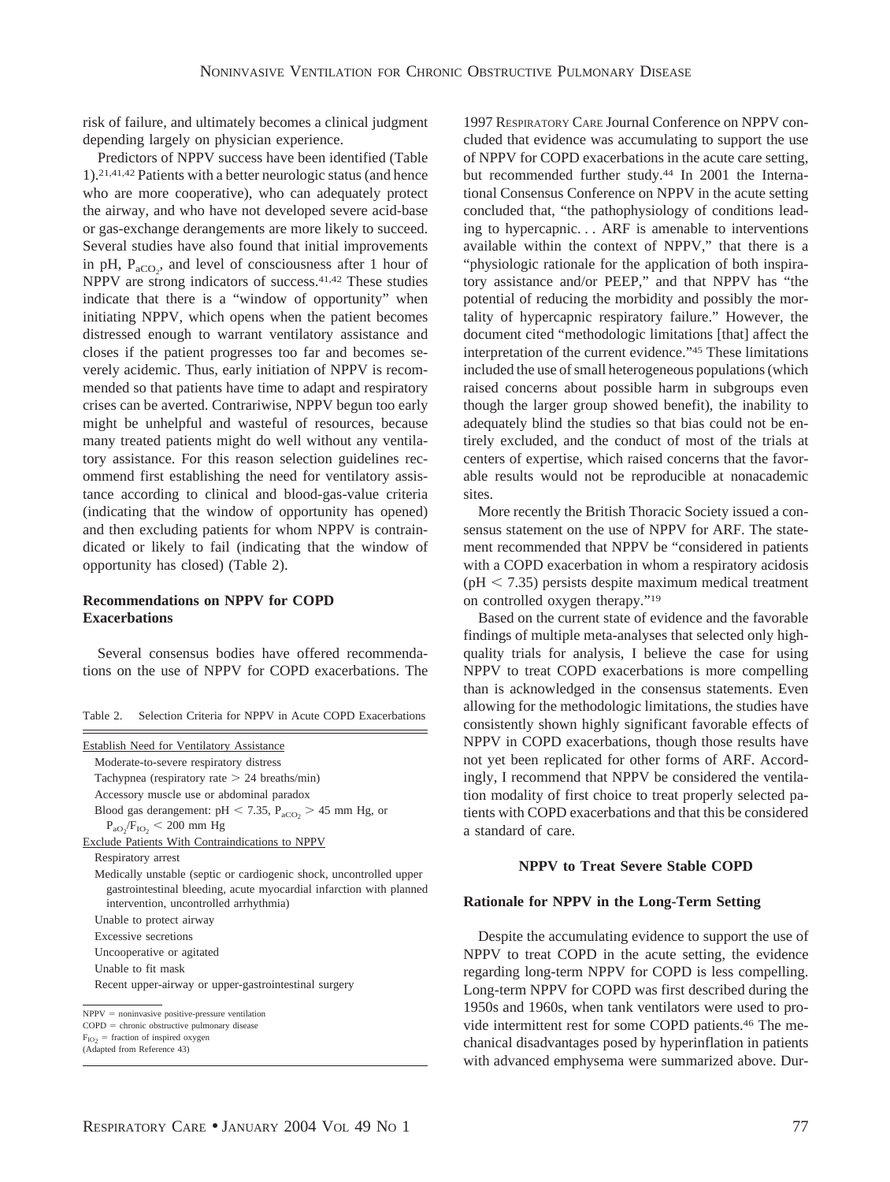risk of failure, and ultimately becomes a clinical judgment depending largely on physician experience.

Predictors of NPPV success have been identified (Table 1).[21,41,42] Patients with a better neurologic status (and hence who are more cooperative), who can adequately protect the airway, and who have not developed severe acid-base or gas-exchange derangements are more likely to succeed. Several studies have also found that initial improvements in pH, $P_{aCO_2}$, and level of consciousness after 1 hour of NPPV are strong indicators of success.[41,42] These studies indicate that there is a "window of opportunity" when initiating NPPV, which opens when the patient becomes distressed enough to warrant ventilatory assistance and closes if the patient progresses too far and becomes severely acidemic. Thus, early initiation of NPPV is recommended so that patients have time to adapt and respiratory crises can be averted. Contrariwise, NPPV begun too early might be unhelpful and wasteful of resources, because many treated patients might do well without any ventilatory assistance. For this reason selection guidelines recommend first establishing the need for ventilatory assistance according to clinical and blood-gas-value criteria (indicating that the window of opportunity has opened) and then excluding patients for whom NPPV is contraindicated or likely to fail (indicating that the window of opportunity has closed) (Table 2).

### Recommendations on NPPV for COPD Exacerbations

Several consensus bodies have offered recommendations on the use of NPPV for COPD exacerbations. The 1997 Respiratory Care Journal Conference on NPPV concluded that evidence was accumulating to support the use of NPPV for COPD exacerbations in the acute care setting, but recommended further study.[44] In 2001 the International Consensus Conference on NPPV in the acute setting concluded that, "the pathophysiology of conditions leading to hypercapnic. . . ARF is amenable to interventions available within the context of NPPV," that there is a "physiologic rationale for the application of both inspiratory assistance and/or PEEP," and that NPPV has "the potential of reducing the morbidity and possibly the mortality of hypercapnic respiratory failure." However, the document cited "methodologic limitations [that] affect the interpretation of the current evidence."[45] These limitations included the use of small heterogeneous populations (which raised concerns about possible harm in subgroups even though the larger group showed benefit), the inability to adequately blind the studies so that bias could not be entirely excluded, and the conduct of most of the trials at centers of expertise, which raised concerns that the favorable results would not be reproducible at nonacademic sites.

Table 2. Selection Criteria for NPPV in Acute COPD Exacerbations

| |
|---|
| Establish Need for Ventilatory Assistance |
| Moderate-to-severe respiratory distress |
| Tachypnea (respiratory rate > 24 breaths/min) |
| Accessory muscle use or abdominal paradox |
| Blood gas derangement: pH < 7.35, $P_{aCO_2}$ > 45 mm Hg, or $P_{aO_2}/F_{IO_2}$ < 200 mm Hg |
| Exclude Patients With Contraindications to NPPV |
| Respiratory arrest |
| Medically unstable (septic or cardiogenic shock, uncontrolled upper gastrointestinal bleeding, acute myocardial infarction with planned intervention, uncontrolled arrhythmia) |
| Unable to protect airway |
| Excessive secretions |
| Uncooperative or agitated |
| Unable to fit mask |
| Recent upper-airway or upper-gastrointestinal surgery |

NPPV = noninvasive positive-pressure ventilation
COPD = chronic obstructive pulmonary disease
$F_{IO_2}$ = fraction of inspired oxygen
(Adapted from Reference 43)

More recently the British Thoracic Society issued a consensus statement on the use of NPPV for ARF. The statement recommended that NPPV be "considered in patients with a COPD exacerbation in whom a respiratory acidosis (pH < 7.35) persists despite maximum medical treatment on controlled oxygen therapy."[19]

Based on the current state of evidence and the favorable findings of multiple meta-analyses that selected only high-quality trials for analysis, I believe the case for using NPPV to treat COPD exacerbations is more compelling than is acknowledged in the consensus statements. Even allowing for the methodologic limitations, the studies have consistently shown highly significant favorable effects of NPPV in COPD exacerbations, though those results have not yet been replicated for other forms of ARF. Accordingly, I recommend that NPPV be considered the ventilation modality of first choice to treat properly selected patients with COPD exacerbations and that this be considered a standard of care.

## NPPV to Treat Severe Stable COPD

### Rationale for NPPV in the Long-Term Setting

Despite the accumulating evidence to support the use of NPPV to treat COPD in the acute setting, the evidence regarding long-term NPPV for COPD is less compelling. Long-term NPPV for COPD was first described during the 1950s and 1960s, when tank ventilators were used to provide intermittent rest for some COPD patients.[46] The mechanical disadvantages posed by hyperinflation in patients with advanced emphysema were summarized above. Dur-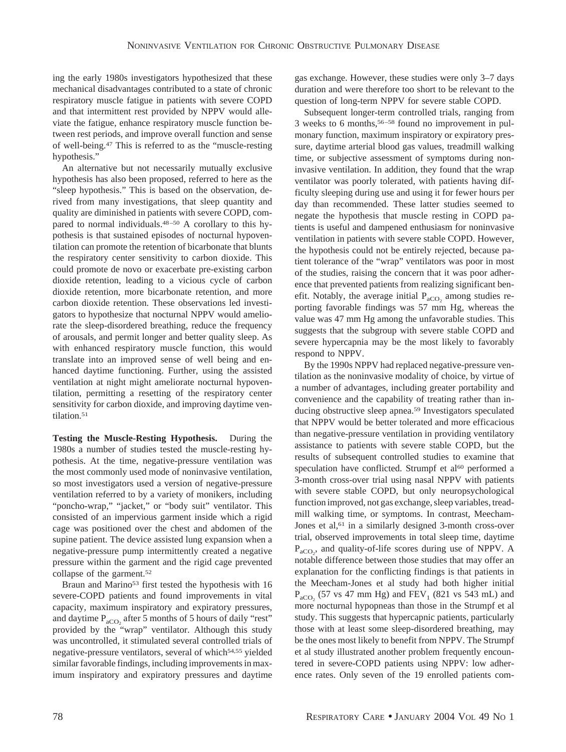ing the early 1980s investigators hypothesized that these mechanical disadvantages contributed to a state of chronic respiratory muscle fatigue in patients with severe COPD and that intermittent rest provided by NPPV would alleviate the fatigue, enhance respiratory muscle function between rest periods, and improve overall function and sense of well-being.[47] This is referred to as the "muscle-resting hypothesis."

An alternative but not necessarily mutually exclusive hypothesis has also been proposed, referred to here as the "sleep hypothesis." This is based on the observation, derived from many investigations, that sleep quantity and quality are diminished in patients with severe COPD, compared to normal individuals.[48–50] A corollary to this hypothesis is that sustained episodes of nocturnal hypoventilation can promote the retention of bicarbonate that blunts the respiratory center sensitivity to carbon dioxide. This could promote de novo or exacerbate pre-existing carbon dioxide retention, leading to a vicious cycle of carbon dioxide retention, more bicarbonate retention, and more carbon dioxide retention. These observations led investigators to hypothesize that nocturnal NPPV would ameliorate the sleep-disordered breathing, reduce the frequency of arousals, and permit longer and better quality sleep. As with enhanced respiratory muscle function, this would translate into an improved sense of well being and enhanced daytime functioning. Further, using the assisted ventilation at night might ameliorate nocturnal hypoventilation, permitting a resetting of the respiratory center sensitivity for carbon dioxide, and improving daytime ventilation.[51]

**Testing the Muscle-Resting Hypothesis.** During the 1980s a number of studies tested the muscle-resting hypothesis. At the time, negative-pressure ventilation was the most commonly used mode of noninvasive ventilation, so most investigators used a version of negative-pressure ventilation referred to by a variety of monikers, including "poncho-wrap," "jacket," or "body suit" ventilator. This consisted of an impervious garment inside which a rigid cage was positioned over the chest and abdomen of the supine patient. The device assisted lung expansion when a negative-pressure pump intermittently created a negative pressure within the garment and the rigid cage prevented collapse of the garment.[52]

Braun and Marino[53] first tested the hypothesis with 16 severe-COPD patients and found improvements in vital capacity, maximum inspiratory and expiratory pressures, and daytime $P_{aCO_2}$ after 5 months of 5 hours of daily "rest" provided by the "wrap" ventilator. Although this study was uncontrolled, it stimulated several controlled trials of negative-pressure ventilators, several of which[54,55] yielded similar favorable findings, including improvements in maximum inspiratory and expiratory pressures and daytime gas exchange. However, these studies were only 3–7 days duration and were therefore too short to be relevant to the question of long-term NPPV for severe stable COPD.

Subsequent longer-term controlled trials, ranging from 3 weeks to 6 months,[56–58] found no improvement in pulmonary function, maximum inspiratory or expiratory pressure, daytime arterial blood gas values, treadmill walking time, or subjective assessment of symptoms during noninvasive ventilation. In addition, they found that the wrap ventilator was poorly tolerated, with patients having difficulty sleeping during use and using it for fewer hours per day than recommended. These latter studies seemed to negate the hypothesis that muscle resting in COPD patients is useful and dampened enthusiasm for noninvasive ventilation in patients with severe stable COPD. However, the hypothesis could not be entirely rejected, because patient tolerance of the "wrap" ventilators was poor in most of the studies, raising the concern that it was poor adherence that prevented patients from realizing significant benefit. Notably, the average initial $P_{aCO_2}$ among studies reporting favorable findings was 57 mm Hg, whereas the value was 47 mm Hg among the unfavorable studies. This suggests that the subgroup with severe stable COPD and severe hypercapnia may be the most likely to favorably respond to NPPV.

By the 1990s NPPV had replaced negative-pressure ventilation as the noninvasive modality of choice, by virtue of a number of advantages, including greater portability and convenience and the capability of treating rather than inducing obstructive sleep apnea.[59] Investigators speculated that NPPV would be better tolerated and more efficacious than negative-pressure ventilation in providing ventilatory assistance to patients with severe stable COPD, but the results of subsequent controlled studies to examine that speculation have conflicted. Strumpf et al[60] performed a 3-month cross-over trial using nasal NPPV with patients with severe stable COPD, but only neuropsychological function improved, not gas exchange, sleep variables, treadmill walking time, or symptoms. In contrast, Meecham-Jones et al,[61] in a similarly designed 3-month cross-over trial, observed improvements in total sleep time, daytime $P_{aCO_2}$, and quality-of-life scores during use of NPPV. A notable difference between those studies that may offer an explanation for the conflicting findings is that patients in the Meecham-Jones et al study had both higher initial $P_{aCO_2}$ (57 vs 47 mm Hg) and $FEV_1$ (821 vs 543 mL) and more nocturnal hypopneas than those in the Strumpf et al study. This suggests that hypercapnic patients, particularly those with at least some sleep-disordered breathing, may be the ones most likely to benefit from NPPV. The Strumpf et al study illustrated another problem frequently encountered in severe-COPD patients using NPPV: low adherence rates. Only seven of the 19 enrolled patients com-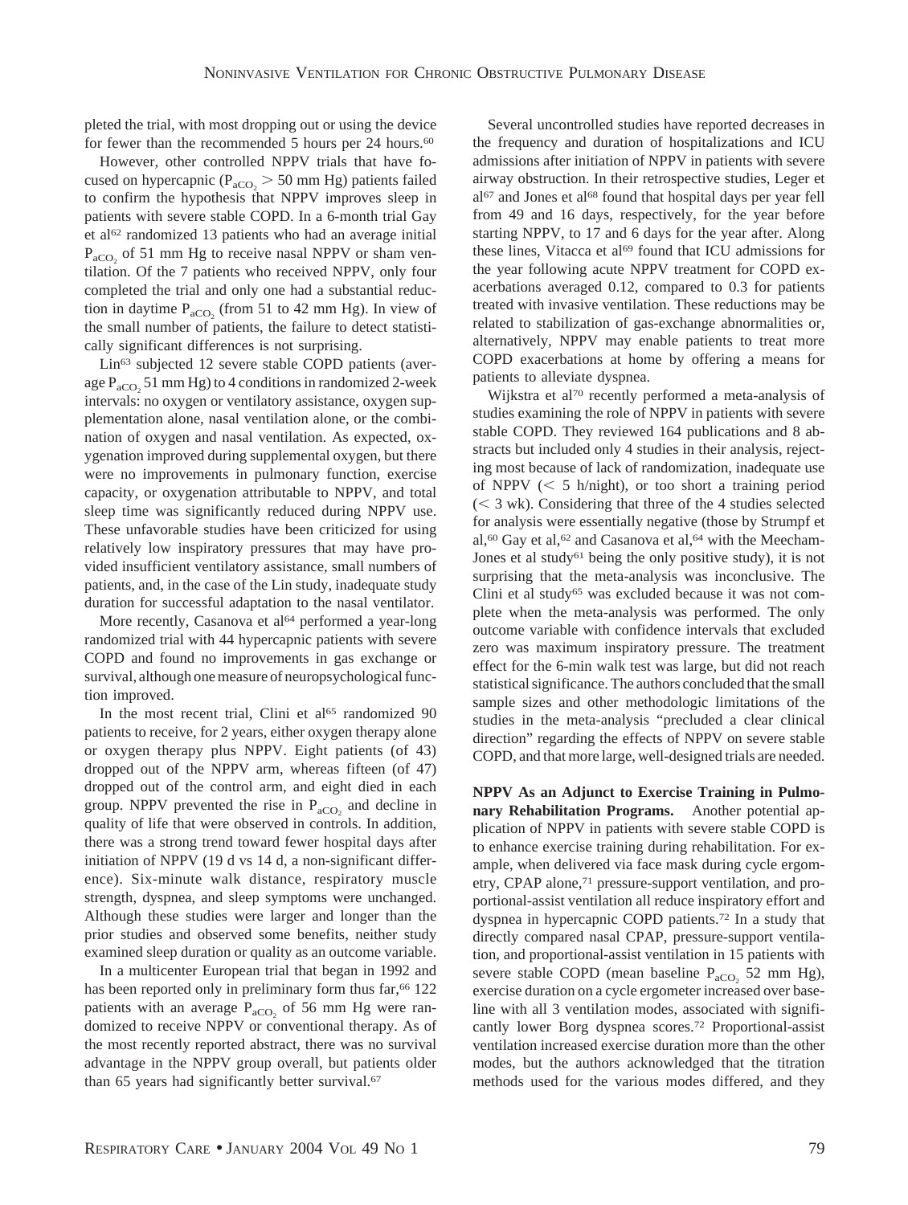pleted the trial, with most dropping out or using the device for fewer than the recommended 5 hours per 24 hours.[60]

However, other controlled NPPV trials that have focused on hypercapnic ($P_{aCO_2} > 50$ mm Hg) patients failed to confirm the hypothesis that NPPV improves sleep in patients with severe stable COPD. In a 6-month trial Gay et al[62] randomized 13 patients who had an average initial $P_{aCO_2}$ of 51 mm Hg to receive nasal NPPV or sham ventilation. Of the 7 patients who received NPPV, only four completed the trial and only one had a substantial reduction in daytime $P_{aCO_2}$ (from 51 to 42 mm Hg). In view of the small number of patients, the failure to detect statistically significant differences is not surprising.

Lin[63] subjected 12 severe stable COPD patients (average $P_{aCO_2}$ 51 mm Hg) to 4 conditions in randomized 2-week intervals: no oxygen or ventilatory assistance, oxygen supplementation alone, nasal ventilation alone, or the combination of oxygen and nasal ventilation. As expected, oxygenation improved during supplemental oxygen, but there were no improvements in pulmonary function, exercise capacity, or oxygenation attributable to NPPV, and total sleep time was significantly reduced during NPPV use. These unfavorable studies have been criticized for using relatively low inspiratory pressures that may have provided insufficient ventilatory assistance, small numbers of patients, and, in the case of the Lin study, inadequate study duration for successful adaptation to the nasal ventilator.

More recently, Casanova et al[64] performed a year-long randomized trial with 44 hypercapnic patients with severe COPD and found no improvements in gas exchange or survival, although one measure of neuropsychological function improved.

In the most recent trial, Clini et al[65] randomized 90 patients to receive, for 2 years, either oxygen therapy alone or oxygen therapy plus NPPV. Eight patients (of 43) dropped out of the NPPV arm, whereas fifteen (of 47) dropped out of the control arm, and eight died in each group. NPPV prevented the rise in $P_{aCO_2}$ and decline in quality of life that were observed in controls. In addition, there was a strong trend toward fewer hospital days after initiation of NPPV (19 d vs 14 d, a non-significant difference). Six-minute walk distance, respiratory muscle strength, dyspnea, and sleep symptoms were unchanged. Although these studies were larger and longer than the prior studies and observed some benefits, neither study examined sleep duration or quality as an outcome variable.

In a multicenter European trial that began in 1992 and has been reported only in preliminary form thus far,[66] 122 patients with an average $P_{aCO_2}$ of 56 mm Hg were randomized to receive NPPV or conventional therapy. As of the most recently reported abstract, there was no survival advantage in the NPPV group overall, but patients older than 65 years had significantly better survival.[67]

Several uncontrolled studies have reported decreases in the frequency and duration of hospitalizations and ICU admissions after initiation of NPPV in patients with severe airway obstruction. In their retrospective studies, Leger et al[67] and Jones et al[68] found that hospital days per year fell from 49 and 16 days, respectively, for the year before starting NPPV, to 17 and 6 days for the year after. Along these lines, Vitacca et al[69] found that ICU admissions for the year following acute NPPV treatment for COPD exacerbations averaged 0.12, compared to 0.3 for patients treated with invasive ventilation. These reductions may be related to stabilization of gas-exchange abnormalities or, alternatively, NPPV may enable patients to treat more COPD exacerbations at home by offering a means for patients to alleviate dyspnea.

Wijkstra et al[70] recently performed a meta-analysis of studies examining the role of NPPV in patients with severe stable COPD. They reviewed 164 publications and 8 abstracts but included only 4 studies in their analysis, rejecting most because of lack of randomization, inadequate use of NPPV (< 5 h/night), or too short a training period (< 3 wk). Considering that three of the 4 studies selected for analysis were essentially negative (those by Strumpf et al,[60] Gay et al,[62] and Casanova et al,[64] with the Meecham-Jones et al study[61] being the only positive study), it is not surprising that the meta-analysis was inconclusive. The Clini et al study[65] was excluded because it was not complete when the meta-analysis was performed. The only outcome variable with confidence intervals that excluded zero was maximum inspiratory pressure. The treatment effect for the 6-min walk test was large, but did not reach statistical significance. The authors concluded that the small sample sizes and other methodologic limitations of the studies in the meta-analysis "precluded a clear clinical direction" regarding the effects of NPPV on severe stable COPD, and that more large, well-designed trials are needed.

**NPPV As an Adjunct to Exercise Training in Pulmonary Rehabilitation Programs.** Another potential application of NPPV in patients with severe stable COPD is to enhance exercise training during rehabilitation. For example, when delivered via face mask during cycle ergometry, CPAP alone,[71] pressure-support ventilation, and proportional-assist ventilation all reduce inspiratory effort and dyspnea in hypercapnic COPD patients.[72] In a study that directly compared nasal CPAP, pressure-support ventilation, and proportional-assist ventilation in 15 patients with severe stable COPD (mean baseline $P_{aCO_2}$ 52 mm Hg), exercise duration on a cycle ergometer increased over baseline with all 3 ventilation modes, associated with significantly lower Borg dyspnea scores.[72] Proportional-assist ventilation increased exercise duration more than the other modes, but the authors acknowledged that the titration methods used for the various modes differed, and they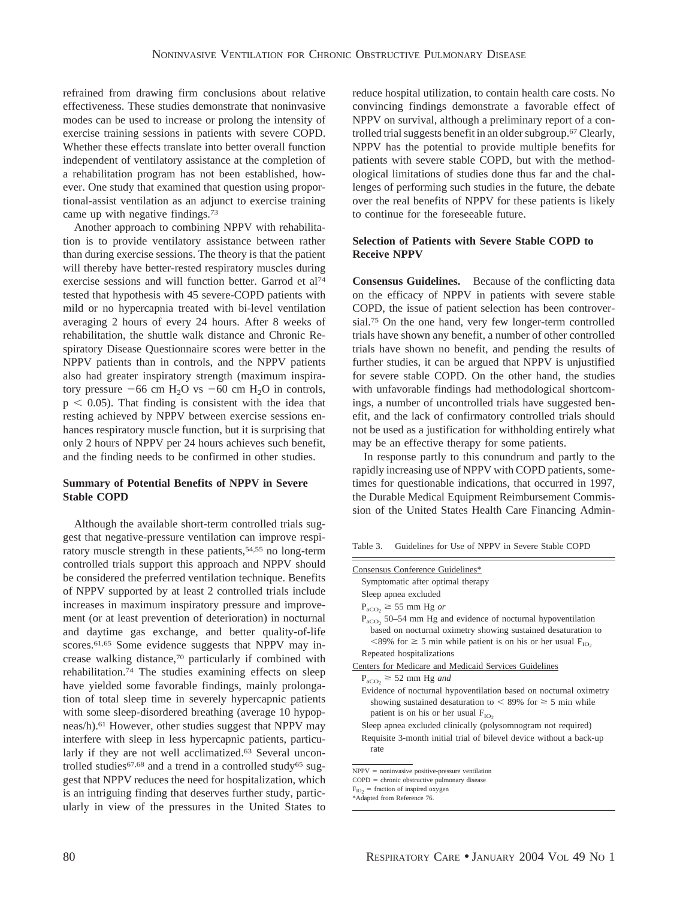refrained from drawing firm conclusions about relative effectiveness. These studies demonstrate that noninvasive modes can be used to increase or prolong the intensity of exercise training sessions in patients with severe COPD. Whether these effects translate into better overall function independent of ventilatory assistance at the completion of a rehabilitation program has not been established, however. One study that examined that question using proportional-assist ventilation as an adjunct to exercise training came up with negative findings.[73]

Another approach to combining NPPV with rehabilitation is to provide ventilatory assistance between rather than during exercise sessions. The theory is that the patient will thereby have better-rested respiratory muscles during exercise sessions and will function better. Garrod et al[74] tested that hypothesis with 45 severe-COPD patients with mild or no hypercapnia treated with bi-level ventilation averaging 2 hours of every 24 hours. After 8 weeks of rehabilitation, the shuttle walk distance and Chronic Respiratory Disease Questionnaire scores were better in the NPPV patients than in controls, and the NPPV patients also had greater inspiratory strength (maximum inspiratory pressure $-66$ cm $H_2O$ vs $-60$ cm $H_2O$ in controls, $p < 0.05$). That finding is consistent with the idea that resting achieved by NPPV between exercise sessions enhances respiratory muscle function, but it is surprising that only 2 hours of NPPV per 24 hours achieves such benefit, and the finding needs to be confirmed in other studies.

### Summary of Potential Benefits of NPPV in Severe Stable COPD

Although the available short-term controlled trials suggest that negative-pressure ventilation can improve respiratory muscle strength in these patients,[54,55] no long-term controlled trials support this approach and NPPV should be considered the preferred ventilation technique. Benefits of NPPV supported by at least 2 controlled trials include increases in maximum inspiratory pressure and improvement (or at least prevention of deterioration) in nocturnal and daytime gas exchange, and better quality-of-life scores.[61,65] Some evidence suggests that NPPV may increase walking distance,[70] particularly if combined with rehabilitation.[74] The studies examining effects on sleep have yielded some favorable findings, mainly prolongation of total sleep time in severely hypercapnic patients with some sleep-disordered breathing (average 10 hypopneas/h).[61] However, other studies suggest that NPPV may interfere with sleep in less hypercapnic patients, particularly if they are not well acclimatized.[63] Several uncontrolled studies[67,68] and a trend in a controlled study[65] suggest that NPPV reduces the need for hospitalization, which is an intriguing finding that deserves further study, particularly in view of the pressures in the United States to reduce hospital utilization, to contain health care costs. No convincing findings demonstrate a favorable effect of NPPV on survival, although a preliminary report of a controlled trial suggests benefit in an older subgroup.[67] Clearly, NPPV has the potential to provide multiple benefits for patients with severe stable COPD, but with the methodological limitations of studies done thus far and the challenges of performing such studies in the future, the debate over the real benefits of NPPV for these patients is likely to continue for the foreseeable future.

### Selection of Patients with Severe Stable COPD to Receive NPPV

**Consensus Guidelines.** Because of the conflicting data on the efficacy of NPPV in patients with severe stable COPD, the issue of patient selection has been controversial.[75] On the one hand, very few longer-term controlled trials have shown any benefit, a number of other controlled trials have shown no benefit, and pending the results of further studies, it can be argued that NPPV is unjustified for severe stable COPD. On the other hand, the studies with unfavorable findings had methodological shortcomings, a number of uncontrolled trials have suggested benefit, and the lack of confirmatory controlled trials should not be used as a justification for withholding entirely what may be an effective therapy for some patients.

In response partly to this conundrum and partly to the rapidly increasing use of NPPV with COPD patients, sometimes for questionable indications, that occurred in 1997, the Durable Medical Equipment Reimbursement Commission of the United States Health Care Financing Admin-

Table 3. Guidelines for Use of NPPV in Severe Stable COPD

| |
|---|
| Consensus Conference Guidelines* |
| Symptomatic after optimal therapy |
| Sleep apnea excluded |
| $P_{aCO_2} \geq 55$ mm Hg *or* |
| $P_{aCO_2}$ 50–54 mm Hg and evidence of nocturnal hypoventilation based on nocturnal oximetry showing sustained desaturation to $<$89% for $\geq$ 5 min while patient is on his or her usual $F_{IO_2}$ |
| Repeated hospitalizations |
| Centers for Medicare and Medicaid Services Guidelines |
| $P_{aCO_2} \geq 52$ mm Hg *and* |
| Evidence of nocturnal hypoventilation based on nocturnal oximetry showing sustained desaturation to $<$ 89% for $\geq$ 5 min while patient is on his or her usual $F_{IO_2}$ |
| Sleep apnea excluded clinically (polysomnogram not required) |
| Requisite 3-month initial trial of bilevel device without a back-up rate |

NPPV = noninvasive positive-pressure ventilation
COPD = chronic obstructive pulmonary disease
$F_{IO_2}$ = fraction of inspired oxygen
*Adapted from Reference 76.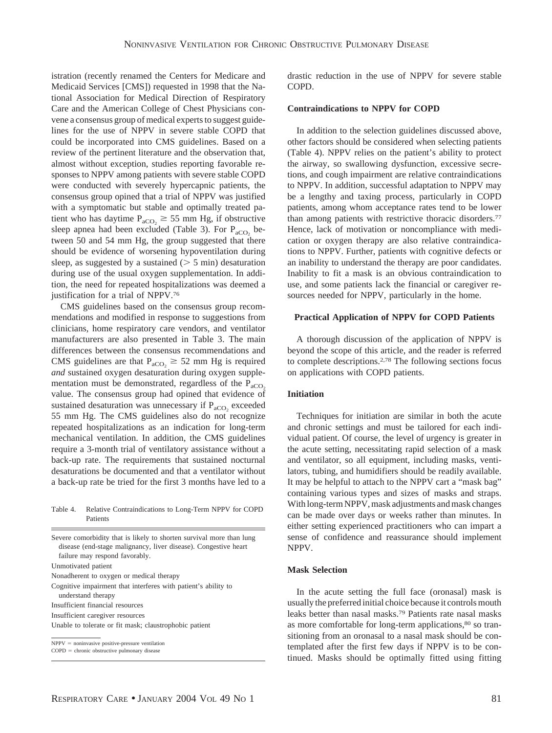istration (recently renamed the Centers for Medicare and Medicaid Services [CMS]) requested in 1998 that the National Association for Medical Direction of Respiratory Care and the American College of Chest Physicians convene a consensus group of medical experts to suggest guidelines for the use of NPPV in severe stable COPD that could be incorporated into CMS guidelines. Based on a review of the pertinent literature and the observation that, almost without exception, studies reporting favorable responses to NPPV among patients with severe stable COPD were conducted with severely hypercapnic patients, the consensus group opined that a trial of NPPV was justified with a symptomatic but stable and optimally treated patient who has daytime $P_{aCO_2} \geq 55$ mm Hg, if obstructive sleep apnea had been excluded (Table 3). For $P_{aCO_2}$ between 50 and 54 mm Hg, the group suggested that there should be evidence of worsening hypoventilation during sleep, as suggested by a sustained (> 5 min) desaturation during use of the usual oxygen supplementation. In addition, the need for repeated hospitalizations was deemed a justification for a trial of NPPV.[76]

CMS guidelines based on the consensus group recommendations and modified in response to suggestions from clinicians, home respiratory care vendors, and ventilator manufacturers are also presented in Table 3. The main differences between the consensus recommendations and CMS guidelines are that $P_{aCO_2} \geq 52$ mm Hg is required *and* sustained oxygen desaturation during oxygen supplementation must be demonstrated, regardless of the $P_{aCO_2}$ value. The consensus group had opined that evidence of sustained desaturation was unnecessary if $P_{aCO_2}$ exceeded 55 mm Hg. The CMS guidelines also do not recognize repeated hospitalizations as an indication for long-term mechanical ventilation. In addition, the CMS guidelines require a 3-month trial of ventilatory assistance without a back-up rate. The requirements that sustained nocturnal desaturations be documented and that a ventilator without a back-up rate be tried for the first 3 months have led to a drastic reduction in the use of NPPV for severe stable COPD.

Table 4. Relative Contraindications to Long-Term NPPV for COPD Patients

| |
|---|
| Severe comorbidity that is likely to shorten survival more than lung disease (end-stage malignancy, liver disease). Congestive heart failure may respond favorably. |
| Unmotivated patient |
| Nonadherent to oxygen or medical therapy |
| Cognitive impairment that interferes with patient's ability to understand therapy |
| Insufficient financial resources |
| Insufficient caregiver resources |
| Unable to tolerate or fit mask; claustrophobic patient |

NPPV = noninvasive positive-pressure ventilation
COPD = chronic obstructive pulmonary disease

### Contraindications to NPPV for COPD

In addition to the selection guidelines discussed above, other factors should be considered when selecting patients (Table 4). NPPV relies on the patient's ability to protect the airway, so swallowing dysfunction, excessive secretions, and cough impairment are relative contraindications to NPPV. In addition, successful adaptation to NPPV may be a lengthy and taxing process, particularly in COPD patients, among whom acceptance rates tend to be lower than among patients with restrictive thoracic disorders.[77] Hence, lack of motivation or noncompliance with medication or oxygen therapy are also relative contraindications to NPPV. Further, patients with cognitive defects or an inability to understand the therapy are poor candidates. Inability to fit a mask is an obvious contraindication to use, and some patients lack the financial or caregiver resources needed for NPPV, particularly in the home.

### Practical Application of NPPV for COPD Patients

A thorough discussion of the application of NPPV is beyond the scope of this article, and the reader is referred to complete descriptions.[2,78] The following sections focus on applications with COPD patients.

### Initiation

Techniques for initiation are similar in both the acute and chronic settings and must be tailored for each individual patient. Of course, the level of urgency is greater in the acute setting, necessitating rapid selection of a mask and ventilator, so all equipment, including masks, ventilators, tubing, and humidifiers should be readily available. It may be helpful to attach to the NPPV cart a "mask bag" containing various types and sizes of masks and straps. With long-term NPPV, mask adjustments and mask changes can be made over days or weeks rather than minutes. In either setting experienced practitioners who can impart a sense of confidence and reassurance should implement NPPV.

### Mask Selection

In the acute setting the full face (oronasal) mask is usually the preferred initial choice because it controls mouth leaks better than nasal masks.[79] Patients rate nasal masks as more comfortable for long-term applications,[80] so transitioning from an oronasal to a nasal mask should be contemplated after the first few days if NPPV is to be continued. Masks should be optimally fitted using fitting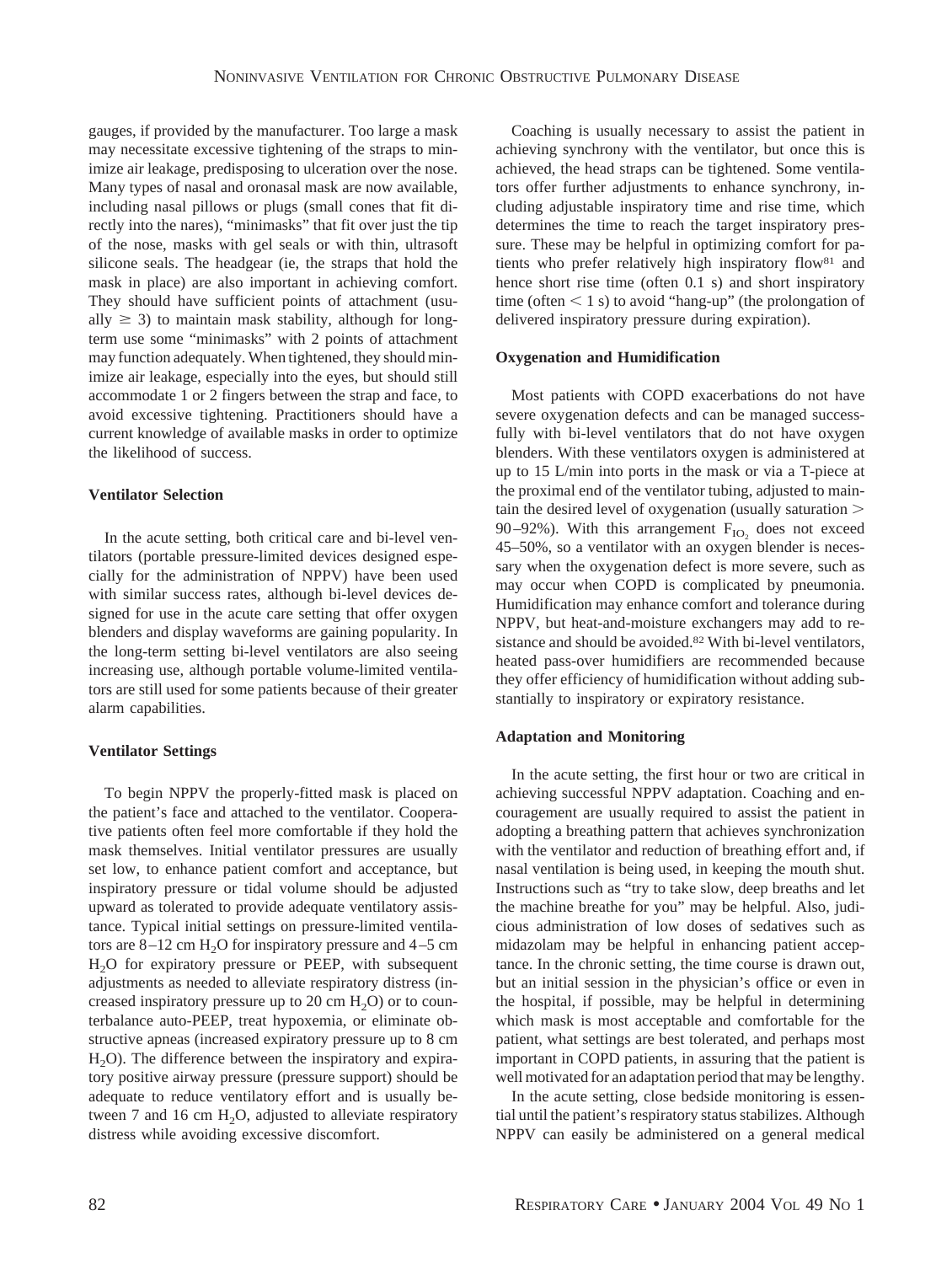gauges, if provided by the manufacturer. Too large a mask may necessitate excessive tightening of the straps to minimize air leakage, predisposing to ulceration over the nose. Many types of nasal and oronasal mask are now available, including nasal pillows or plugs (small cones that fit directly into the nares), "minimasks" that fit over just the tip of the nose, masks with gel seals or with thin, ultrasoft silicone seals. The headgear (ie, the straps that hold the mask in place) are also important in achieving comfort. They should have sufficient points of attachment (usually $\geq$ 3) to maintain mask stability, although for long-term use some "minimasks" with 2 points of attachment may function adequately. When tightened, they should minimize air leakage, especially into the eyes, but should still accommodate 1 or 2 fingers between the strap and face, to avoid excessive tightening. Practitioners should have a current knowledge of available masks in order to optimize the likelihood of success.

**Ventilator Selection**

In the acute setting, both critical care and bi-level ventilators (portable pressure-limited devices designed especially for the administration of NPPV) have been used with similar success rates, although bi-level devices designed for use in the acute care setting that offer oxygen blenders and display waveforms are gaining popularity. In the long-term setting bi-level ventilators are also seeing increasing use, although portable volume-limited ventilators are still used for some patients because of their greater alarm capabilities.

**Ventilator Settings**

To begin NPPV the properly-fitted mask is placed on the patient's face and attached to the ventilator. Cooperative patients often feel more comfortable if they hold the mask themselves. Initial ventilator pressures are usually set low, to enhance patient comfort and acceptance, but inspiratory pressure or tidal volume should be adjusted upward as tolerated to provide adequate ventilatory assistance. Typical initial settings on pressure-limited ventilators are 8–12 cm $H_2O$ for inspiratory pressure and 4–5 cm $H_2O$ for expiratory pressure or PEEP, with subsequent adjustments as needed to alleviate respiratory distress (increased inspiratory pressure up to 20 cm $H_2O$) or to counterbalance auto-PEEP, treat hypoxemia, or eliminate obstructive apneas (increased expiratory pressure up to 8 cm $H_2O$). The difference between the inspiratory and expiratory positive airway pressure (pressure support) should be adequate to reduce ventilatory effort and is usually between 7 and 16 cm $H_2O$, adjusted to alleviate respiratory distress while avoiding excessive discomfort.

Coaching is usually necessary to assist the patient in achieving synchrony with the ventilator, but once this is achieved, the head straps can be tightened. Some ventilators offer further adjustments to enhance synchrony, including adjustable inspiratory time and rise time, which determines the time to reach the target inspiratory pressure. These may be helpful in optimizing comfort for patients who prefer relatively high inspiratory flow[81] and hence short rise time (often 0.1 s) and short inspiratory time (often $<$ 1 s) to avoid "hang-up" (the prolongation of delivered inspiratory pressure during expiration).

**Oxygenation and Humidification**

Most patients with COPD exacerbations do not have severe oxygenation defects and can be managed successfully with bi-level ventilators that do not have oxygen blenders. With these ventilators oxygen is administered at up to 15 L/min into ports in the mask or via a T-piece at the proximal end of the ventilator tubing, adjusted to maintain the desired level of oxygenation (usually saturation $>$ 90–92%). With this arrangement $F_{IO_2}$ does not exceed 45–50%, so a ventilator with an oxygen blender is necessary when the oxygenation defect is more severe, such as may occur when COPD is complicated by pneumonia. Humidification may enhance comfort and tolerance during NPPV, but heat-and-moisture exchangers may add to resistance and should be avoided.[82] With bi-level ventilators, heated pass-over humidifiers are recommended because they offer efficiency of humidification without adding substantially to inspiratory or expiratory resistance.

**Adaptation and Monitoring**

In the acute setting, the first hour or two are critical in achieving successful NPPV adaptation. Coaching and encouragement are usually required to assist the patient in adopting a breathing pattern that achieves synchronization with the ventilator and reduction of breathing effort and, if nasal ventilation is being used, in keeping the mouth shut. Instructions such as "try to take slow, deep breaths and let the machine breathe for you" may be helpful. Also, judicious administration of low doses of sedatives such as midazolam may be helpful in enhancing patient acceptance. In the chronic setting, the time course is drawn out, but an initial session in the physician's office or even in the hospital, if possible, may be helpful in determining which mask is most acceptable and comfortable for the patient, what settings are best tolerated, and perhaps most important in COPD patients, in assuring that the patient is well motivated for an adaptation period that may be lengthy.

In the acute setting, close bedside monitoring is essential until the patient's respiratory status stabilizes. Although NPPV can easily be administered on a general medical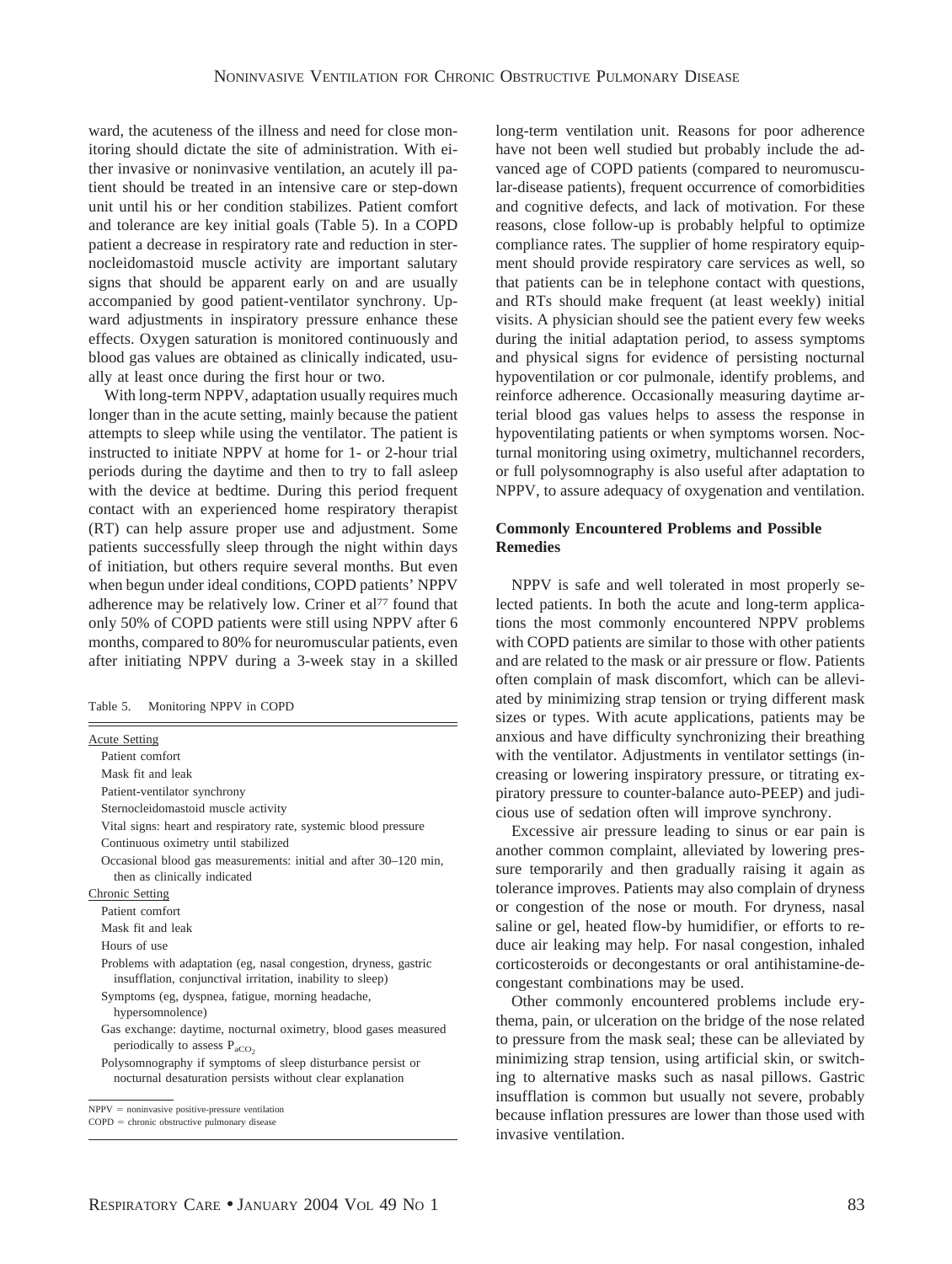ward, the acuteness of the illness and need for close monitoring should dictate the site of administration. With either invasive or noninvasive ventilation, an acutely ill patient should be treated in an intensive care or step-down unit until his or her condition stabilizes. Patient comfort and tolerance are key initial goals (Table 5). In a COPD patient a decrease in respiratory rate and reduction in sternocleidomastoid muscle activity are important salutary signs that should be apparent early on and are usually accompanied by good patient-ventilator synchrony. Upward adjustments in inspiratory pressure enhance these effects. Oxygen saturation is monitored continuously and blood gas values are obtained as clinically indicated, usually at least once during the first hour or two.

With long-term NPPV, adaptation usually requires much longer than in the acute setting, mainly because the patient attempts to sleep while using the ventilator. The patient is instructed to initiate NPPV at home for 1- or 2-hour trial periods during the daytime and then to try to fall asleep with the device at bedtime. During this period frequent contact with an experienced home respiratory therapist (RT) can help assure proper use and adjustment. Some patients successfully sleep through the night within days of initiation, but others require several months. But even when begun under ideal conditions, COPD patients' NPPV adherence may be relatively low. Criner et al[77] found that only 50% of COPD patients were still using NPPV after 6 months, compared to 80% for neuromuscular patients, even after initiating NPPV during a 3-week stay in a skilled long-term ventilation unit. Reasons for poor adherence have not been well studied but probably include the advanced age of COPD patients (compared to neuromuscular-disease patients), frequent occurrence of comorbidities and cognitive defects, and lack of motivation. For these reasons, close follow-up is probably helpful to optimize compliance rates. The supplier of home respiratory equipment should provide respiratory care services as well, so that patients can be in telephone contact with questions, and RTs should make frequent (at least weekly) initial visits. A physician should see the patient every few weeks during the initial adaptation period, to assess symptoms and physical signs for evidence of persisting nocturnal hypoventilation or cor pulmonale, identify problems, and reinforce adherence. Occasionally measuring daytime arterial blood gas values helps to assess the response in hypoventilating patients or when symptoms worsen. Nocturnal monitoring using oximetry, multichannel recorders, or full polysomnography is also useful after adaptation to NPPV, to assure adequacy of oxygenation and ventilation.

Table 5. Monitoring NPPV in COPD

| |
|---|
| Acute Setting |
| Patient comfort |
| Mask fit and leak |
| Patient-ventilator synchrony |
| Sternocleidomastoid muscle activity |
| Vital signs: heart and respiratory rate, systemic blood pressure |
| Continuous oximetry until stabilized |
| Occasional blood gas measurements: initial and after 30–120 min, then as clinically indicated |
| Chronic Setting |
| Patient comfort |
| Mask fit and leak |
| Hours of use |
| Problems with adaptation (eg, nasal congestion, dryness, gastric insufflation, conjunctival irritation, inability to sleep) |
| Symptoms (eg, dyspnea, fatigue, morning headache, hypersomnolence) |
| Gas exchange: daytime, nocturnal oximetry, blood gases measured periodically to assess $P_{aCO_2}$ |
| Polysomnography if symptoms of sleep disturbance persist or nocturnal desaturation persists without clear explanation |

NPPV = noninvasive positive-pressure ventilation
COPD = chronic obstructive pulmonary disease

### Commonly Encountered Problems and Possible Remedies

NPPV is safe and well tolerated in most properly selected patients. In both the acute and long-term applications the most commonly encountered NPPV problems with COPD patients are similar to those with other patients and are related to the mask or air pressure or flow. Patients often complain of mask discomfort, which can be alleviated by minimizing strap tension or trying different mask sizes or types. With acute applications, patients may be anxious and have difficulty synchronizing their breathing with the ventilator. Adjustments in ventilator settings (increasing or lowering inspiratory pressure, or titrating expiratory pressure to counter-balance auto-PEEP) and judicious use of sedation often will improve synchrony.

Excessive air pressure leading to sinus or ear pain is another common complaint, alleviated by lowering pressure temporarily and then gradually raising it again as tolerance improves. Patients may also complain of dryness or congestion of the nose or mouth. For dryness, nasal saline or gel, heated flow-by humidifier, or efforts to reduce air leaking may help. For nasal congestion, inhaled corticosteroids or decongestants or oral antihistamine-decongestant combinations may be used.

Other commonly encountered problems include erythema, pain, or ulceration on the bridge of the nose related to pressure from the mask seal; these can be alleviated by minimizing strap tension, using artificial skin, or switching to alternative masks such as nasal pillows. Gastric insufflation is common but usually not severe, probably because inflation pressures are lower than those used with invasive ventilation.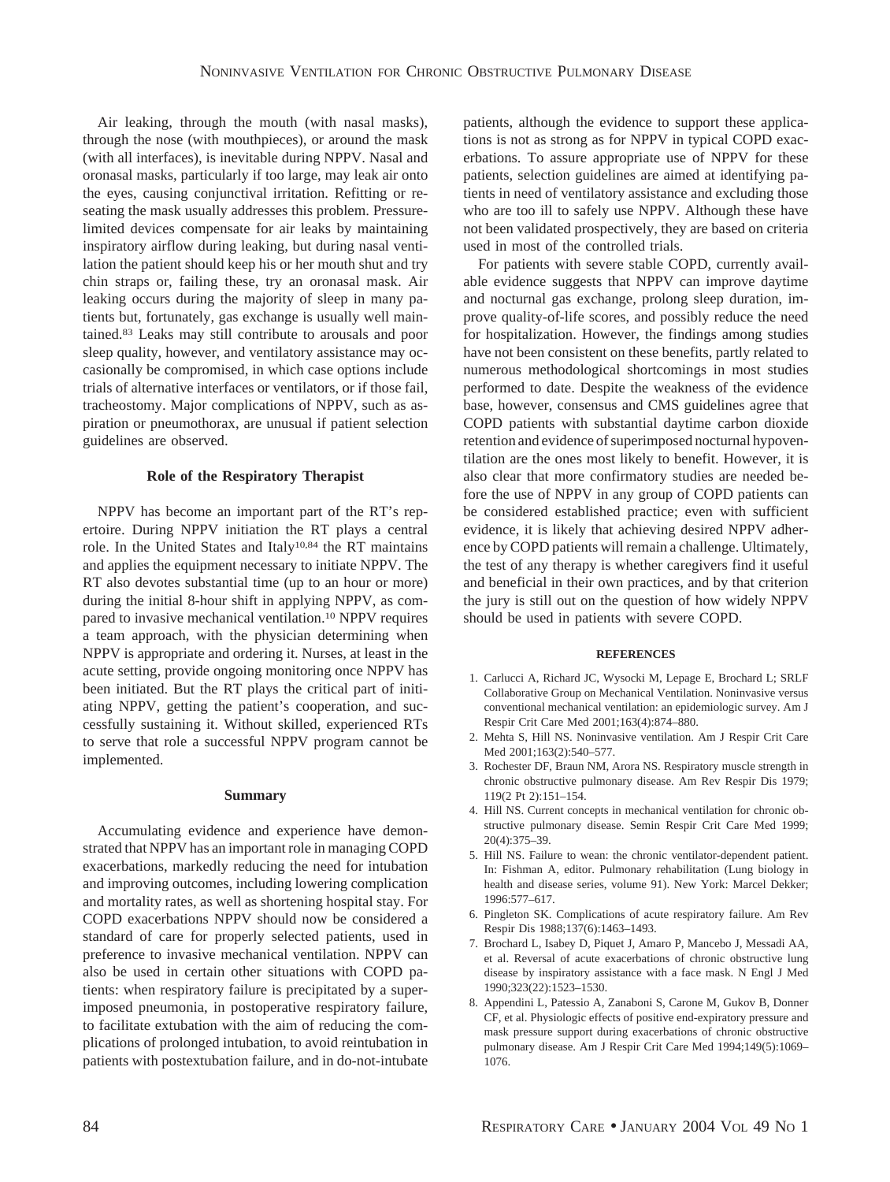Air leaking, through the mouth (with nasal masks), through the nose (with mouthpieces), or around the mask (with all interfaces), is inevitable during NPPV. Nasal and oronasal masks, particularly if too large, may leak air onto the eyes, causing conjunctival irritation. Refitting or reseating the mask usually addresses this problem. Pressure-limited devices compensate for air leaks by maintaining inspiratory airflow during leaking, but during nasal ventilation the patient should keep his or her mouth shut and try chin straps or, failing these, try an oronasal mask. Air leaking occurs during the majority of sleep in many patients but, fortunately, gas exchange is usually well maintained.[83] Leaks may still contribute to arousals and poor sleep quality, however, and ventilatory assistance may occasionally be compromised, in which case options include trials of alternative interfaces or ventilators, or if those fail, tracheostomy. Major complications of NPPV, such as aspiration or pneumothorax, are unusual if patient selection guidelines are observed.

### Role of the Respiratory Therapist

NPPV has become an important part of the RT's repertoire. During NPPV initiation the RT plays a central role. In the United States and Italy[10,84] the RT maintains and applies the equipment necessary to initiate NPPV. The RT also devotes substantial time (up to an hour or more) during the initial 8-hour shift in applying NPPV, as compared to invasive mechanical ventilation.[10] NPPV requires a team approach, with the physician determining when NPPV is appropriate and ordering it. Nurses, at least in the acute setting, provide ongoing monitoring once NPPV has been initiated. But the RT plays the critical part of initiating NPPV, getting the patient's cooperation, and successfully sustaining it. Without skilled, experienced RTs to serve that role a successful NPPV program cannot be implemented.

### Summary

Accumulating evidence and experience have demonstrated that NPPV has an important role in managing COPD exacerbations, markedly reducing the need for intubation and improving outcomes, including lowering complication and mortality rates, as well as shortening hospital stay. For COPD exacerbations NPPV should now be considered a standard of care for properly selected patients, used in preference to invasive mechanical ventilation. NPPV can also be used in certain other situations with COPD patients: when respiratory failure is precipitated by a superimposed pneumonia, in postoperative respiratory failure, to facilitate extubation with the aim of reducing the complications of prolonged intubation, to avoid reintubation in patients with postextubation failure, and in do-not-intubate patients, although the evidence to support these applications is not as strong as for NPPV in typical COPD exacerbations. To assure appropriate use of NPPV for these patients, selection guidelines are aimed at identifying patients in need of ventilatory assistance and excluding those who are too ill to safely use NPPV. Although these have not been validated prospectively, they are based on criteria used in most of the controlled trials.

For patients with severe stable COPD, currently available evidence suggests that NPPV can improve daytime and nocturnal gas exchange, prolong sleep duration, improve quality-of-life scores, and possibly reduce the need for hospitalization. However, the findings among studies have not been consistent on these benefits, partly related to numerous methodological shortcomings in most studies performed to date. Despite the weakness of the evidence base, however, consensus and CMS guidelines agree that COPD patients with substantial daytime carbon dioxide retention and evidence of superimposed nocturnal hypoventilation are the ones most likely to benefit. However, it is also clear that more confirmatory studies are needed before the use of NPPV in any group of COPD patients can be considered established practice; even with sufficient evidence, it is likely that achieving desired NPPV adherence by COPD patients will remain a challenge. Ultimately, the test of any therapy is whether caregivers find it useful and beneficial in their own practices, and by that criterion the jury is still out on the question of how widely NPPV should be used in patients with severe COPD.

#### REFERENCES

1. Carlucci A, Richard JC, Wysocki M, Lepage E, Brochard L; SRLF Collaborative Group on Mechanical Ventilation. Noninvasive versus conventional mechanical ventilation: an epidemiologic survey. Am J Respir Crit Care Med 2001;163(4):874–880.
2. Mehta S, Hill NS. Noninvasive ventilation. Am J Respir Crit Care Med 2001;163(2):540–577.
3. Rochester DF, Braun NM, Arora NS. Respiratory muscle strength in chronic obstructive pulmonary disease. Am Rev Respir Dis 1979; 119(2 Pt 2):151–154.
4. Hill NS. Current concepts in mechanical ventilation for chronic obstructive pulmonary disease. Semin Respir Crit Care Med 1999; 20(4):375–39.
5. Hill NS. Failure to wean: the chronic ventilator-dependent patient. In: Fishman A, editor. Pulmonary rehabilitation (Lung biology in health and disease series, volume 91). New York: Marcel Dekker; 1996:577–617.
6. Pingleton SK. Complications of acute respiratory failure. Am Rev Respir Dis 1988;137(6):1463–1493.
7. Brochard L, Isabey D, Piquet J, Amaro P, Mancebo J, Messadi AA, et al. Reversal of acute exacerbations of chronic obstructive lung disease by inspiratory assistance with a face mask. N Engl J Med 1990;323(22):1523–1530.
8. Appendini L, Patessio A, Zanaboni S, Carone M, Gukov B, Donner CF, et al. Physiologic effects of positive end-expiratory pressure and mask pressure support during exacerbations of chronic obstructive pulmonary disease. Am J Respir Crit Care Med 1994;149(5):1069–1076.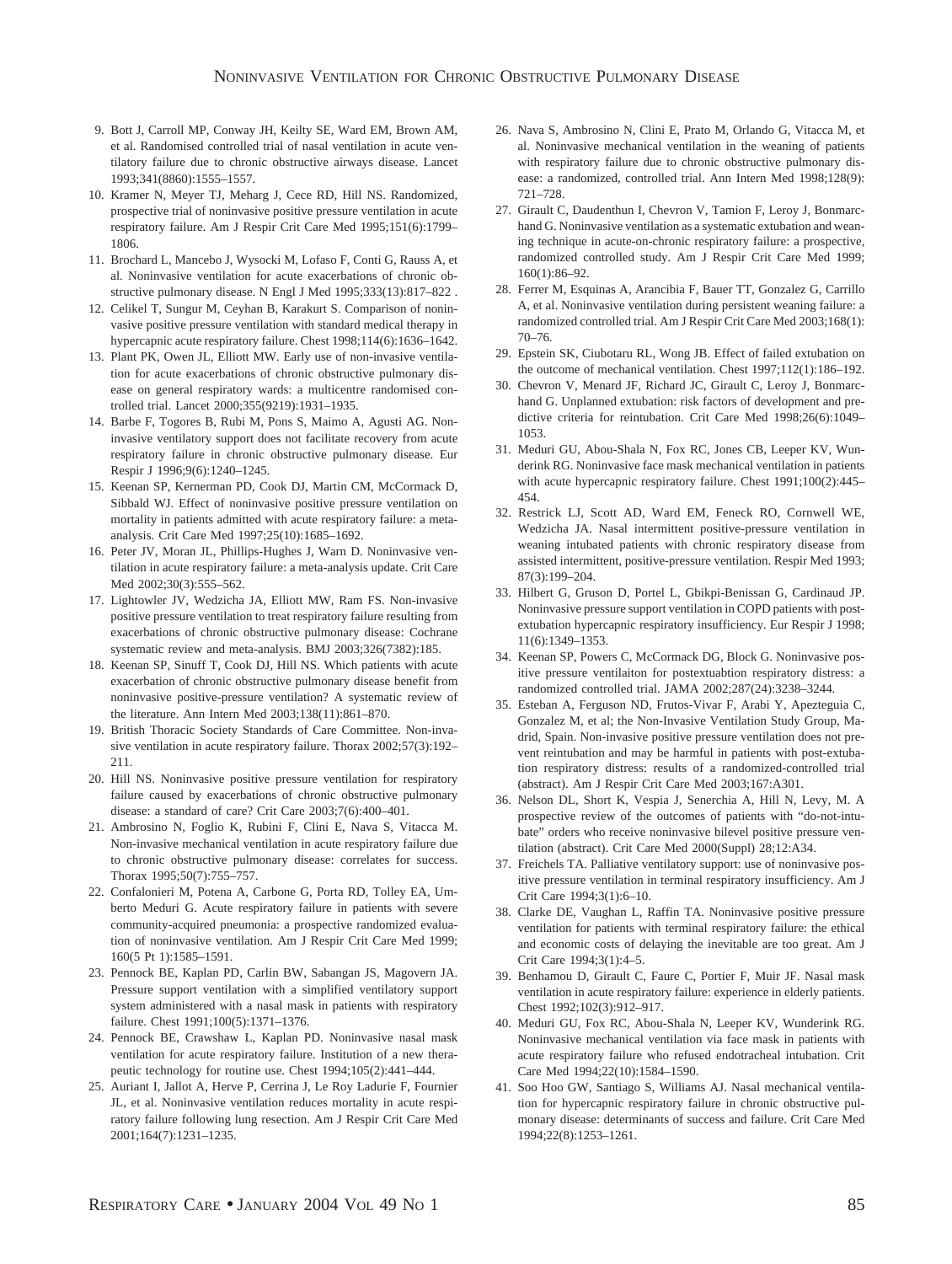9. Bott J, Carroll MP, Conway JH, Keilty SE, Ward EM, Brown AM, et al. Randomised controlled trial of nasal ventilation in acute ventilatory failure due to chronic obstructive airways disease. Lancet 1993;341(8860):1555–1557.
10. Kramer N, Meyer TJ, Meharg J, Cece RD, Hill NS. Randomized, prospective trial of noninvasive positive pressure ventilation in acute respiratory failure. Am J Respir Crit Care Med 1995;151(6):1799–1806.
11. Brochard L, Mancebo J, Wysocki M, Lofaso F, Conti G, Rauss A, et al. Noninvasive ventilation for acute exacerbations of chronic obstructive pulmonary disease. N Engl J Med 1995;333(13):817–822 .
12. Celikel T, Sungur M, Ceyhan B, Karakurt S. Comparison of noninvasive positive pressure ventilation with standard medical therapy in hypercapnic acute respiratory failure. Chest 1998;114(6):1636–1642.
13. Plant PK, Owen JL, Elliott MW. Early use of non-invasive ventilation for acute exacerbations of chronic obstructive pulmonary disease on general respiratory wards: a multicentre randomised controlled trial. Lancet 2000;355(9219):1931–1935.
14. Barbe F, Togores B, Rubi M, Pons S, Maimo A, Agusti AG. Noninvasive ventilatory support does not facilitate recovery from acute respiratory failure in chronic obstructive pulmonary disease. Eur Respir J 1996;9(6):1240–1245.
15. Keenan SP, Kernerman PD, Cook DJ, Martin CM, McCormack D, Sibbald WJ. Effect of noninvasive positive pressure ventilation on mortality in patients admitted with acute respiratory failure: a meta-analysis. Crit Care Med 1997;25(10):1685–1692.
16. Peter JV, Moran JL, Phillips-Hughes J, Warn D. Noninvasive ventilation in acute respiratory failure: a meta-analysis update. Crit Care Med 2002;30(3):555–562.
17. Lightowler JV, Wedzicha JA, Elliott MW, Ram FS. Non-invasive positive pressure ventilation to treat respiratory failure resulting from exacerbations of chronic obstructive pulmonary disease: Cochrane systematic review and meta-analysis. BMJ 2003;326(7382):185.
18. Keenan SP, Sinuff T, Cook DJ, Hill NS. Which patients with acute exacerbation of chronic obstructive pulmonary disease benefit from noninvasive positive-pressure ventilation? A systematic review of the literature. Ann Intern Med 2003;138(11):861–870.
19. British Thoracic Society Standards of Care Committee. Non-invasive ventilation in acute respiratory failure. Thorax 2002;57(3):192–211.
20. Hill NS. Noninvasive positive pressure ventilation for respiratory failure caused by exacerbations of chronic obstructive pulmonary disease: a standard of care? Crit Care 2003;7(6):400–401.
21. Ambrosino N, Foglio K, Rubini F, Clini E, Nava S, Vitacca M. Non-invasive mechanical ventilation in acute respiratory failure due to chronic obstructive pulmonary disease: correlates for success. Thorax 1995;50(7):755–757.
22. Confalonieri M, Potena A, Carbone G, Porta RD, Tolley EA, Umberto Meduri G. Acute respiratory failure in patients with severe community-acquired pneumonia: a prospective randomized evaluation of noninvasive ventilation. Am J Respir Crit Care Med 1999; 160(5 Pt 1):1585–1591.
23. Pennock BE, Kaplan PD, Carlin BW, Sabangan JS, Magovern JA. Pressure support ventilation with a simplified ventilatory support system administered with a nasal mask in patients with respiratory failure. Chest 1991;100(5):1371–1376.
24. Pennock BE, Crawshaw L, Kaplan PD. Noninvasive nasal mask ventilation for acute respiratory failure. Institution of a new therapeutic technology for routine use. Chest 1994;105(2):441–444.
25. Auriant I, Jallot A, Herve P, Cerrina J, Le Roy Ladurie F, Fournier JL, et al. Noninvasive ventilation reduces mortality in acute respiratory failure following lung resection. Am J Respir Crit Care Med 2001;164(7):1231–1235.
26. Nava S, Ambrosino N, Clini E, Prato M, Orlando G, Vitacca M, et al. Noninvasive mechanical ventilation in the weaning of patients with respiratory failure due to chronic obstructive pulmonary disease: a randomized, controlled trial. Ann Intern Med 1998;128(9): 721–728.
27. Girault C, Daudenthun I, Chevron V, Tamion F, Leroy J, Bonmarchand G. Noninvasive ventilation as a systematic extubation and weaning technique in acute-on-chronic respiratory failure: a prospective, randomized controlled study. Am J Respir Crit Care Med 1999; 160(1):86–92.
28. Ferrer M, Esquinas A, Arancibia F, Bauer TT, Gonzalez G, Carrillo A, et al. Noninvasive ventilation during persistent weaning failure: a randomized controlled trial. Am J Respir Crit Care Med 2003;168(1): 70–76.
29. Epstein SK, Ciubotaru RL, Wong JB. Effect of failed extubation on the outcome of mechanical ventilation. Chest 1997;112(1):186–192.
30. Chevron V, Menard JF, Richard JC, Girault C, Leroy J, Bonmarchand G. Unplanned extubation: risk factors of development and predictive criteria for reintubation. Crit Care Med 1998;26(6):1049–1053.
31. Meduri GU, Abou-Shala N, Fox RC, Jones CB, Leeper KV, Wunderink RG. Noninvasive face mask mechanical ventilation in patients with acute hypercapnic respiratory failure. Chest 1991;100(2):445–454.
32. Restrick LJ, Scott AD, Ward EM, Feneck RO, Cornwell WE, Wedzicha JA. Nasal intermittent positive-pressure ventilation in weaning intubated patients with chronic respiratory disease from assisted intermittent, positive-pressure ventilation. Respir Med 1993; 87(3):199–204.
33. Hilbert G, Gruson D, Portel L, Gbikpi-Benissan G, Cardinaud JP. Noninvasive pressure support ventilation in COPD patients with post-extubation hypercapnic respiratory insufficiency. Eur Respir J 1998; 11(6):1349–1353.
34. Keenan SP, Powers C, McCormack DG, Block G. Noninvasive positive pressure ventilaiton for postextuabtion respiratory distress: a randomized controlled trial. JAMA 2002;287(24):3238–3244.
35. Esteban A, Ferguson ND, Frutos-Vivar F, Arabi Y, Apezteguia C, Gonzalez M, et al; the Non-Invasive Ventilation Study Group, Madrid, Spain. Non-invasive positive pressure ventilation does not prevent reintubation and may be harmful in patients with post-extubation respiratory distress: results of a randomized-controlled trial (abstract). Am J Respir Crit Care Med 2003;167:A301.
36. Nelson DL, Short K, Vespia J, Senerchia A, Hill N, Levy, M. A prospective review of the outcomes of patients with "do-not-intubate" orders who receive noninvasive bilevel positive pressure ventilation (abstract). Crit Care Med 2000(Suppl) 28;12:A34.
37. Freichels TA. Palliative ventilatory support: use of noninvasive positive pressure ventilation in terminal respiratory insufficiency. Am J Crit Care 1994;3(1):6–10.
38. Clarke DE, Vaughan L, Raffin TA. Noninvasive positive pressure ventilation for patients with terminal respiratory failure: the ethical and economic costs of delaying the inevitable are too great. Am J Crit Care 1994;3(1):4–5.
39. Benhamou D, Girault C, Faure C, Portier F, Muir JF. Nasal mask ventilation in acute respiratory failure: experience in elderly patients. Chest 1992;102(3):912–917.
40. Meduri GU, Fox RC, Abou-Shala N, Leeper KV, Wunderink RG. Noninvasive mechanical ventilation via face mask in patients with acute respiratory failure who refused endotracheal intubation. Crit Care Med 1994;22(10):1584–1590.
41. Soo Hoo GW, Santiago S, Williams AJ. Nasal mechanical ventilation for hypercapnic respiratory failure in chronic obstructive pulmonary disease: determinants of success and failure. Crit Care Med 1994;22(8):1253–1261.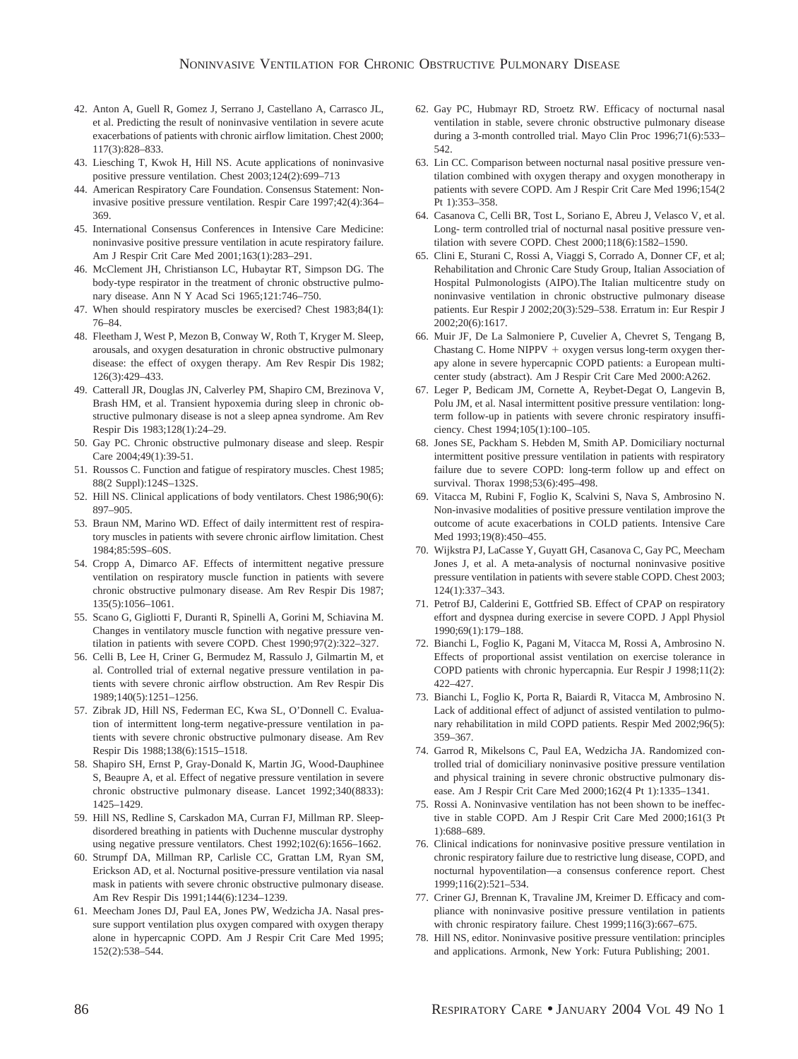42. Anton A, Guell R, Gomez J, Serrano J, Castellano A, Carrasco JL, et al. Predicting the result of noninvasive ventilation in severe acute exacerbations of patients with chronic airflow limitation. Chest 2000; 117(3):828–833.
43. Liesching T, Kwok H, Hill NS. Acute applications of noninvasive positive pressure ventilation. Chest 2003;124(2):699–713
44. American Respiratory Care Foundation. Consensus Statement: Noninvasive positive pressure ventilation. Respir Care 1997;42(4):364–369.
45. International Consensus Conferences in Intensive Care Medicine: noninvasive positive pressure ventilation in acute respiratory failure. Am J Respir Crit Care Med 2001;163(1):283–291.
46. McClement JH, Christianson LC, Hubaytar RT, Simpson DG. The body-type respirator in the treatment of chronic obstructive pulmonary disease. Ann N Y Acad Sci 1965;121:746–750.
47. When should respiratory muscles be exercised? Chest 1983;84(1): 76–84.
48. Fleetham J, West P, Mezon B, Conway W, Roth T, Kryger M. Sleep, arousals, and oxygen desaturation in chronic obstructive pulmonary disease: the effect of oxygen therapy. Am Rev Respir Dis 1982; 126(3):429–433.
49. Catterall JR, Douglas JN, Calverley PM, Shapiro CM, Brezinova V, Brash HM, et al. Transient hypoxemia during sleep in chronic obstructive pulmonary disease is not a sleep apnea syndrome. Am Rev Respir Dis 1983;128(1):24–29.
50. Gay PC. Chronic obstructive pulmonary disease and sleep. Respir Care 2004;49(1):39-51.
51. Roussos C. Function and fatigue of respiratory muscles. Chest 1985; 88(2 Suppl):124S–132S.
52. Hill NS. Clinical applications of body ventilators. Chest 1986;90(6): 897–905.
53. Braun NM, Marino WD. Effect of daily intermittent rest of respiratory muscles in patients with severe chronic airflow limitation. Chest 1984;85:59S–60S.
54. Cropp A, Dimarco AF. Effects of intermittent negative pressure ventilation on respiratory muscle function in patients with severe chronic obstructive pulmonary disease. Am Rev Respir Dis 1987; 135(5):1056–1061.
55. Scano G, Gigliotti F, Duranti R, Spinelli A, Gorini M, Schiavina M. Changes in ventilatory muscle function with negative pressure ventilation in patients with severe COPD. Chest 1990;97(2):322–327.
56. Celli B, Lee H, Criner G, Bermudez M, Rassulo J, Gilmartin M, et al. Controlled trial of external negative pressure ventilation in patients with severe chronic airflow obstruction. Am Rev Respir Dis 1989;140(5):1251–1256.
57. Zibrak JD, Hill NS, Federman EC, Kwa SL, O'Donnell C. Evaluation of intermittent long-term negative-pressure ventilation in patients with severe chronic obstructive pulmonary disease. Am Rev Respir Dis 1988;138(6):1515–1518.
58. Shapiro SH, Ernst P, Gray-Donald K, Martin JG, Wood-Dauphinee S, Beaupre A, et al. Effect of negative pressure ventilation in severe chronic obstructive pulmonary disease. Lancet 1992;340(8833): 1425–1429.
59. Hill NS, Redline S, Carskadon MA, Curran FJ, Millman RP. Sleep-disordered breathing in patients with Duchenne muscular dystrophy using negative pressure ventilators. Chest 1992;102(6):1656–1662.
60. Strumpf DA, Millman RP, Carlisle CC, Grattan LM, Ryan SM, Erickson AD, et al. Nocturnal positive-pressure ventilation via nasal mask in patients with severe chronic obstructive pulmonary disease. Am Rev Respir Dis 1991;144(6):1234–1239.
61. Meecham Jones DJ, Paul EA, Jones PW, Wedzicha JA. Nasal pressure support ventilation plus oxygen compared with oxygen therapy alone in hypercapnic COPD. Am J Respir Crit Care Med 1995; 152(2):538–544.
62. Gay PC, Hubmayr RD, Stroetz RW. Efficacy of nocturnal nasal ventilation in stable, severe chronic obstructive pulmonary disease during a 3-month controlled trial. Mayo Clin Proc 1996;71(6):533–542.
63. Lin CC. Comparison between nocturnal nasal positive pressure ventilation combined with oxygen therapy and oxygen monotherapy in patients with severe COPD. Am J Respir Crit Care Med 1996;154(2 Pt 1):353–358.
64. Casanova C, Celli BR, Tost L, Soriano E, Abreu J, Velasco V, et al. Long- term controlled trial of nocturnal nasal positive pressure ventilation with severe COPD. Chest 2000;118(6):1582–1590.
65. Clini E, Sturani C, Rossi A, Viaggi S, Corrado A, Donner CF, et al; Rehabilitation and Chronic Care Study Group, Italian Association of Hospital Pulmonologists (AIPO).The Italian multicentre study on noninvasive ventilation in chronic obstructive pulmonary disease patients. Eur Respir J 2002;20(3):529–538. Erratum in: Eur Respir J 2002;20(6):1617.
66. Muir JF, De La Salmoniere P, Cuvelier A, Chevret S, Tengang B, Chastang C. Home NIPPV + oxygen versus long-term oxygen therapy alone in severe hypercapnic COPD patients: a European multicenter study (abstract). Am J Respir Crit Care Med 2000:A262.
67. Leger P, Bedicam JM, Cornette A, Reybet-Degat O, Langevin B, Polu JM, et al. Nasal intermittent positive pressure ventilation: long-term follow-up in patients with severe chronic respiratory insufficiency. Chest 1994;105(1):100–105.
68. Jones SE, Packham S. Hebden M, Smith AP. Domiciliary nocturnal intermittent positive pressure ventilation in patients with respiratory failure due to severe COPD: long-term follow up and effect on survival. Thorax 1998;53(6):495–498.
69. Vitacca M, Rubini F, Foglio K, Scalvini S, Nava S, Ambrosino N. Non-invasive modalities of positive pressure ventilation improve the outcome of acute exacerbations in COLD patients. Intensive Care Med 1993;19(8):450–455.
70. Wijkstra PJ, LaCasse Y, Guyatt GH, Casanova C, Gay PC, Meecham Jones J, et al. A meta-analysis of nocturnal noninvasive positive pressure ventilation in patients with severe stable COPD. Chest 2003; 124(1):337–343.
71. Petrof BJ, Calderini E, Gottfried SB. Effect of CPAP on respiratory effort and dyspnea during exercise in severe COPD. J Appl Physiol 1990;69(1):179–188.
72. Bianchi L, Foglio K, Pagani M, Vitacca M, Rossi A, Ambrosino N. Effects of proportional assist ventilation on exercise tolerance in COPD patients with chronic hypercapnia. Eur Respir J 1998;11(2): 422–427.
73. Bianchi L, Foglio K, Porta R, Baiardi R, Vitacca M, Ambrosino N. Lack of additional effect of adjunct of assisted ventilation to pulmonary rehabilitation in mild COPD patients. Respir Med 2002;96(5): 359–367.
74. Garrod R, Mikelsons C, Paul EA, Wedzicha JA. Randomized controlled trial of domiciliary noninvasive positive pressure ventilation and physical training in severe chronic obstructive pulmonary disease. Am J Respir Crit Care Med 2000;162(4 Pt 1):1335–1341.
75. Rossi A. Noninvasive ventilation has not been shown to be ineffective in stable COPD. Am J Respir Crit Care Med 2000;161(3 Pt 1):688–689.
76. Clinical indications for noninvasive positive pressure ventilation in chronic respiratory failure due to restrictive lung disease, COPD, and nocturnal hypoventilation—a consensus conference report. Chest 1999;116(2):521–534.
77. Criner GJ, Brennan K, Travaline JM, Kreimer D. Efficacy and compliance with noninvasive positive pressure ventilation in patients with chronic respiratory failure. Chest 1999;116(3):667–675.
78. Hill NS, editor. Noninvasive positive pressure ventilation: principles and applications. Armonk, New York: Futura Publishing; 2001.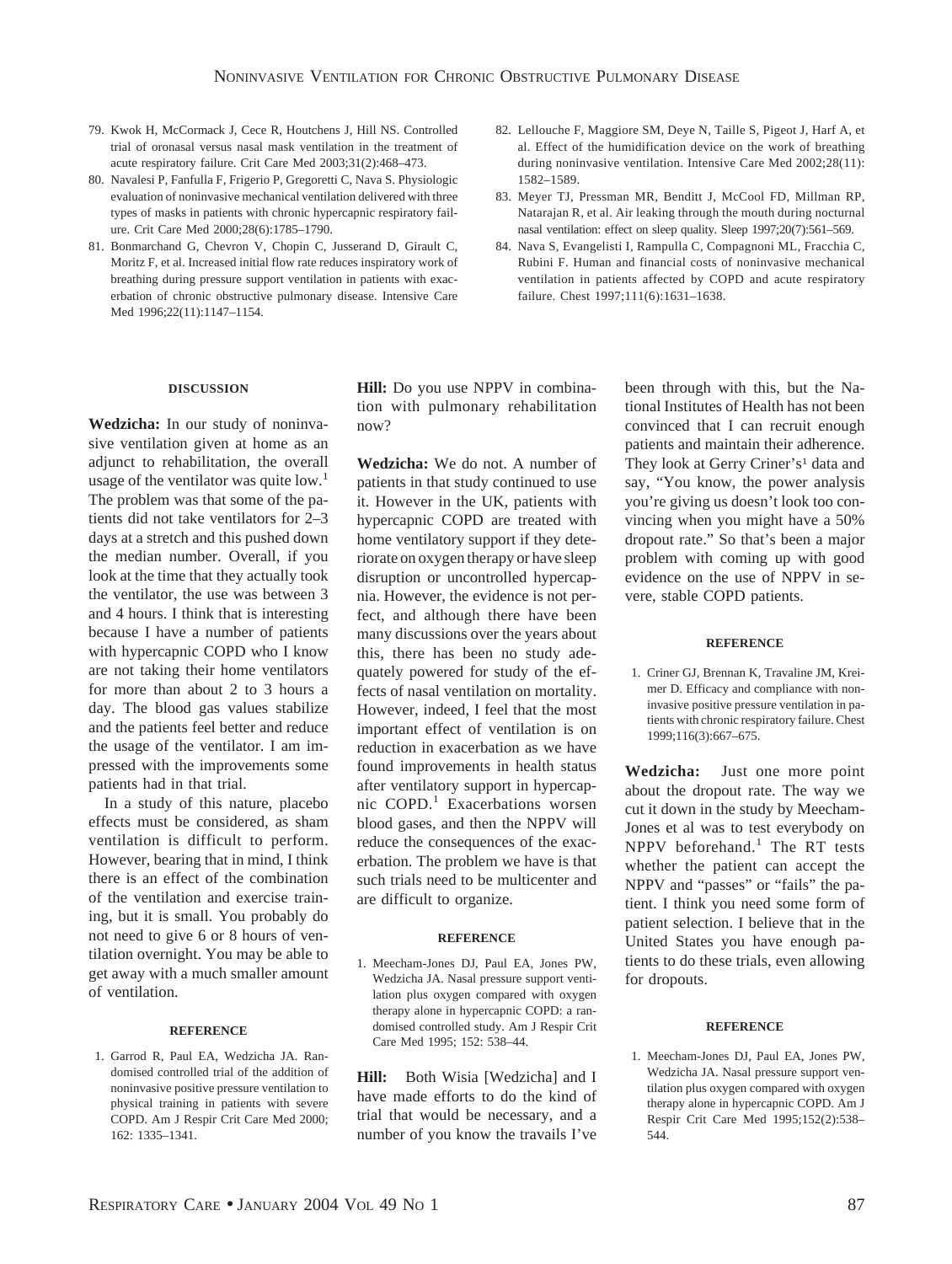79. Kwok H, McCormack J, Cece R, Houtchens J, Hill NS. Controlled trial of oronasal versus nasal mask ventilation in the treatment of acute respiratory failure. Crit Care Med 2003;31(2):468–473.
80. Navalesi P, Fanfulla F, Frigerio P, Gregoretti C, Nava S. Physiologic evaluation of noninvasive mechanical ventilation delivered with three types of masks in patients with chronic hypercapnic respiratory failure. Crit Care Med 2000;28(6):1785–1790.
81. Bonmarchand G, Chevron V, Chopin C, Jusserand D, Girault C, Moritz F, et al. Increased initial flow rate reduces inspiratory work of breathing during pressure support ventilation in patients with exacerbation of chronic obstructive pulmonary disease. Intensive Care Med 1996;22(11):1147–1154.
82. Lellouche F, Maggiore SM, Deye N, Taille S, Pigeot J, Harf A, et al. Effect of the humidification device on the work of breathing during noninvasive ventilation. Intensive Care Med 2002;28(11):1582–1589.
83. Meyer TJ, Pressman MR, Benditt J, McCool FD, Millman RP, Natarajan R, et al. Air leaking through the mouth during nocturnal nasal ventilation: effect on sleep quality. Sleep 1997;20(7):561–569.
84. Nava S, Evangelisti I, Rampulla C, Compagnoni ML, Fracchia C, Rubini F. Human and financial costs of noninvasive mechanical ventilation in patients affected by COPD and acute respiratory failure. Chest 1997;111(6):1631–1638.

## DISCUSSION

**Wedzicha:** In our study of noninvasive ventilation given at home as an adjunct to rehabilitation, the overall usage of the ventilator was quite low.[1] The problem was that some of the patients did not take ventilators for 2–3 days at a stretch and this pushed down the median number. Overall, if you look at the time that they actually took the ventilator, the use was between 3 and 4 hours. I think that is interesting because I have a number of patients with hypercapnic COPD who I know are not taking their home ventilators for more than about 2 to 3 hours a day. The blood gas values stabilize and the patients feel better and reduce the usage of the ventilator. I am impressed with the improvements some patients had in that trial.

In a study of this nature, placebo effects must be considered, as sham ventilation is difficult to perform. However, bearing that in mind, I think there is an effect of the combination of the ventilation and exercise training, but it is small. You probably do not need to give 6 or 8 hours of ventilation overnight. You may be able to get away with a much smaller amount of ventilation.

#### REFERENCE

1. Garrod R, Paul EA, Wedzicha JA. Randomised controlled trial of the addition of noninvasive positive pressure ventilation to physical training in patients with severe COPD. Am J Respir Crit Care Med 2000; 162: 1335–1341.

**Hill:** Do you use NPPV in combination with pulmonary rehabilitation now?

**Wedzicha:** We do not. A number of patients in that study continued to use it. However in the UK, patients with hypercapnic COPD are treated with home ventilatory support if they deteriorate on oxygen therapy or have sleep disruption or uncontrolled hypercapnia. However, the evidence is not perfect, and although there have been many discussions over the years about this, there has been no study adequately powered for study of the effects of nasal ventilation on mortality. However, indeed, I feel that the most important effect of ventilation is on reduction in exacerbation as we have found improvements in health status after ventilatory support in hypercapnic COPD.[1] Exacerbations worsen blood gases, and then the NPPV will reduce the consequences of the exacerbation. The problem we have is that such trials need to be multicenter and are difficult to organize.

#### REFERENCE

1. Meecham-Jones DJ, Paul EA, Jones PW, Wedzicha JA. Nasal pressure support ventilation plus oxygen compared with oxygen therapy alone in hypercapnic COPD: a randomised controlled study. Am J Respir Crit Care Med 1995; 152: 538–44.

**Hill:** Both Wisia [Wedzicha] and I have made efforts to do the kind of trial that would be necessary, and a number of you know the travails I've been through with this, but the National Institutes of Health has not been convinced that I can recruit enough patients and maintain their adherence. They look at Gerry Criner's[1] data and say, "You know, the power analysis you're giving us doesn't look too convincing when you might have a 50% dropout rate." So that's been a major problem with coming up with good evidence on the use of NPPV in severe, stable COPD patients.

#### REFERENCE

1. Criner GJ, Brennan K, Travaline JM, Kreimer D. Efficacy and compliance with noninvasive positive pressure ventilation in patients with chronic respiratory failure. Chest 1999;116(3):667–675.

**Wedzicha:** Just one more point about the dropout rate. The way we cut it down in the study by Meecham-Jones et al was to test everybody on NPPV beforehand.[1] The RT tests whether the patient can accept the NPPV and "passes" or "fails" the patient. I think you need some form of patient selection. I believe that in the United States you have enough patients to do these trials, even allowing for dropouts.

#### REFERENCE

1. Meecham-Jones DJ, Paul EA, Jones PW, Wedzicha JA. Nasal pressure support ventilation plus oxygen compared with oxygen therapy alone in hypercapnic COPD. Am J Respir Crit Care Med 1995;152(2):538–544.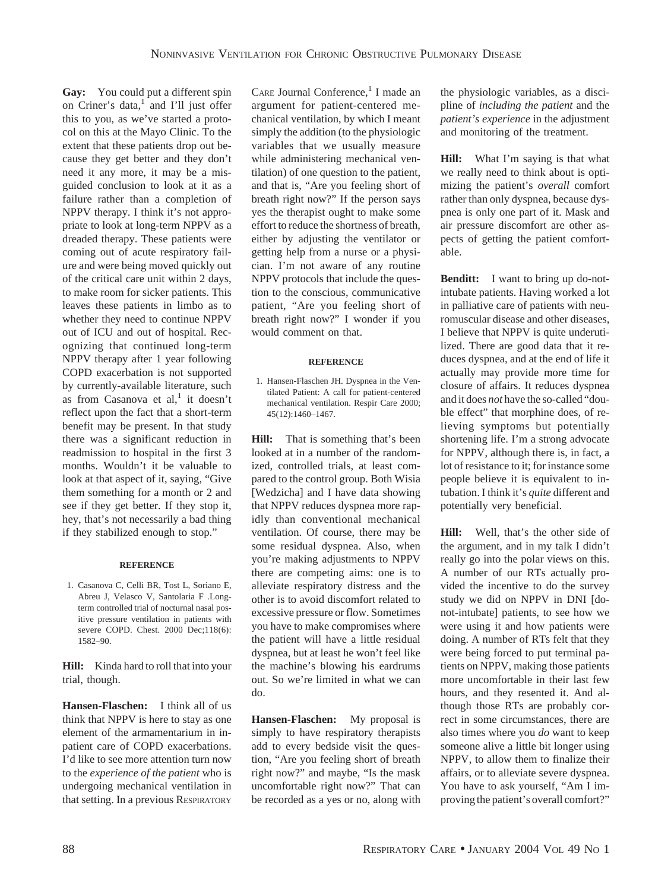**Gay:** You could put a different spin on Criner's data,[1] and I'll just offer this to you, as we've started a protocol on this at the Mayo Clinic. To the extent that these patients drop out because they get better and they don't need it any more, it may be a misguided conclusion to look at it as a failure rather than a completion of NPPV therapy. I think it's not appropriate to look at long-term NPPV as a dreaded therapy. These patients were coming out of acute respiratory failure and were being moved quickly out of the critical care unit within 2 days, to make room for sicker patients. This leaves these patients in limbo as to whether they need to continue NPPV out of ICU and out of hospital. Recognizing that continued long-term NPPV therapy after 1 year following COPD exacerbation is not supported by currently-available literature, such as from Casanova et al,[1] it doesn't reflect upon the fact that a short-term benefit may be present. In that study there was a significant reduction in readmission to hospital in the first 3 months. Wouldn't it be valuable to look at that aspect of it, saying, "Give them something for a month or 2 and see if they get better. If they stop it, hey, that's not necessarily a bad thing if they stabilized enough to stop."

#### REFERENCE

1. Casanova C, Celli BR, Tost L, Soriano E, Abreu J, Velasco V, Santolaria F .Long-term controlled trial of nocturnal nasal positive pressure ventilation in patients with severe COPD. Chest. 2000 Dec;118(6): 1582–90.

**Hill:** Kinda hard to roll that into your trial, though.

**Hansen-Flaschen:** I think all of us think that NPPV is here to stay as one element of the armamentarium in inpatient care of COPD exacerbations. I'd like to see more attention turn now to the *experience of the patient* who is undergoing mechanical ventilation in that setting. In a previous RESPIRATORY CARE Journal Conference,[1] I made an argument for patient-centered mechanical ventilation, by which I meant simply the addition (to the physiologic variables that we usually measure while administering mechanical ventilation) of one question to the patient, and that is, "Are you feeling short of breath right now?" If the person says yes the therapist ought to make some effort to reduce the shortness of breath, either by adjusting the ventilator or getting help from a nurse or a physician. I'm not aware of any routine NPPV protocols that include the question to the conscious, communicative patient, "Are you feeling short of breath right now?" I wonder if you would comment on that.

#### REFERENCE

1. Hansen-Flaschen JH. Dyspnea in the Ventilated Patient: A call for patient-centered mechanical ventilation. Respir Care 2000; 45(12):1460–1467.

**Hill:** That is something that's been looked at in a number of the randomized, controlled trials, at least compared to the control group. Both Wisia [Wedzicha] and I have data showing that NPPV reduces dyspnea more rapidly than conventional mechanical ventilation. Of course, there may be some residual dyspnea. Also, when you're making adjustments to NPPV there are competing aims: one is to alleviate respiratory distress and the other is to avoid discomfort related to excessive pressure or flow. Sometimes you have to make compromises where the patient will have a little residual dyspnea, but at least he won't feel like the machine's blowing his eardrums out. So we're limited in what we can do.

**Hansen-Flaschen:** My proposal is simply to have respiratory therapists add to every bedside visit the question, "Are you feeling short of breath right now?" and maybe, "Is the mask uncomfortable right now?" That can be recorded as a yes or no, along with the physiologic variables, as a discipline of *including the patient* and the *patient's experience* in the adjustment and monitoring of the treatment.

**Hill:** What I'm saying is that what we really need to think about is optimizing the patient's *overall* comfort rather than only dyspnea, because dyspnea is only one part of it. Mask and air pressure discomfort are other aspects of getting the patient comfortable.

**Benditt:** I want to bring up do-not-intubate patients. Having worked a lot in palliative care of patients with neuromuscular disease and other diseases, I believe that NPPV is quite underutilized. There are good data that it reduces dyspnea, and at the end of life it actually may provide more time for closure of affairs. It reduces dyspnea and it does *not* have the so-called "double effect" that morphine does, of relieving symptoms but potentially shortening life. I'm a strong advocate for NPPV, although there is, in fact, a lot of resistance to it; for instance some people believe it is equivalent to intubation. I think it's *quite* different and potentially very beneficial.

**Hill:** Well, that's the other side of the argument, and in my talk I didn't really go into the polar views on this. A number of our RTs actually provided the incentive to do the survey study we did on NPPV in DNI [do-not-intubate] patients, to see how we were using it and how patients were doing. A number of RTs felt that they were being forced to put terminal patients on NPPV, making those patients more uncomfortable in their last few hours, and they resented it. And although those RTs are probably correct in some circumstances, there are also times where you *do* want to keep someone alive a little bit longer using NPPV, to allow them to finalize their affairs, or to alleviate severe dyspnea. You have to ask yourself, "Am I improving the patient's overall comfort?"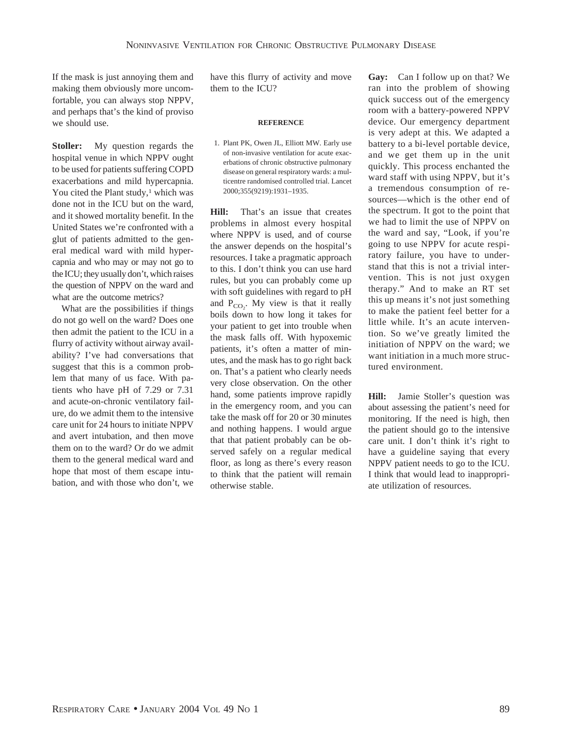If the mask is just annoying them and making them obviously more uncomfortable, you can always stop NPPV, and perhaps that's the kind of proviso we should use.

**Stoller:** My question regards the hospital venue in which NPPV ought to be used for patients suffering COPD exacerbations and mild hypercapnia. You cited the Plant study,[1] which was done not in the ICU but on the ward, and it showed mortality benefit. In the United States we're confronted with a glut of patients admitted to the general medical ward with mild hypercapnia and who may or may not go to the ICU; they usually don't, which raises the question of NPPV on the ward and what are the outcome metrics?

What are the possibilities if things do not go well on the ward? Does one then admit the patient to the ICU in a flurry of activity without airway availability? I've had conversations that suggest that this is a common problem that many of us face. With patients who have pH of 7.29 or 7.31 and acute-on-chronic ventilatory failure, do we admit them to the intensive care unit for 24 hours to initiate NPPV and avert intubation, and then move them on to the ward? Or do we admit them to the general medical ward and hope that most of them escape intubation, and with those who don't, we have this flurry of activity and move them to the ICU?

**REFERENCE**

1. Plant PK, Owen JL, Elliott MW. Early use of non-invasive ventilation for acute exacerbations of chronic obstructive pulmonary disease on general respiratory wards: a multicentre randomised controlled trial. Lancet 2000;355(9219):1931–1935.

**Hill:** That's an issue that creates problems in almost every hospital where NPPV is used, and of course the answer depends on the hospital's resources. I take a pragmatic approach to this. I don't think you can use hard rules, but you can probably come up with soft guidelines with regard to pH and $P_{CO_2}$. My view is that it really boils down to how long it takes for your patient to get into trouble when the mask falls off. With hypoxemic patients, it's often a matter of minutes, and the mask has to go right back on. That's a patient who clearly needs very close observation. On the other hand, some patients improve rapidly in the emergency room, and you can take the mask off for 20 or 30 minutes and nothing happens. I would argue that that patient probably can be observed safely on a regular medical floor, as long as there's every reason to think that the patient will remain otherwise stable.

**Gay:** Can I follow up on that? We ran into the problem of showing quick success out of the emergency room with a battery-powered NPPV device. Our emergency department is very adept at this. We adapted a battery to a bi-level portable device, and we get them up in the unit quickly. This process enchanted the ward staff with using NPPV, but it's a tremendous consumption of resources—which is the other end of the spectrum. It got to the point that we had to limit the use of NPPV on the ward and say, "Look, if you're going to use NPPV for acute respiratory failure, you have to understand that this is not a trivial intervention. This is not just oxygen therapy." And to make an RT set this up means it's not just something to make the patient feel better for a little while. It's an acute intervention. So we've greatly limited the initiation of NPPV on the ward; we want initiation in a much more structured environment.

**Hill:** Jamie Stoller's question was about assessing the patient's need for monitoring. If the need is high, then the patient should go to the intensive care unit. I don't think it's right to have a guideline saying that every NPPV patient needs to go to the ICU. I think that would lead to inappropriate utilization of resources.